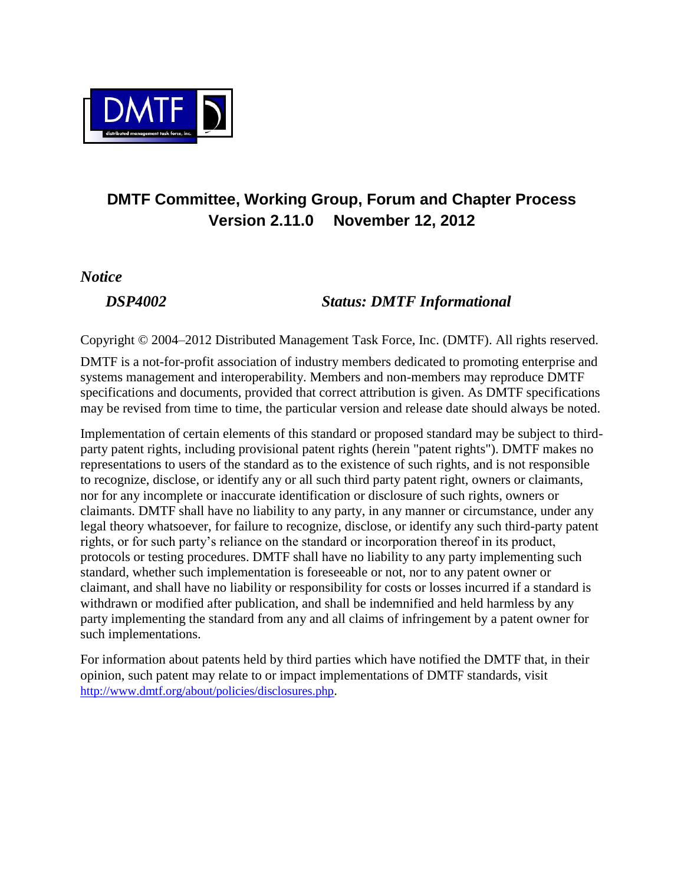# DMTF Committee, Working Group, Forum and Chapter Process
## Version 2.11.0 November 12, 2012

***Notice***

***DSP4002*** ***Status: DMTF Informational***

Copyright © 2004–2012 Distributed Management Task Force, Inc. (DMTF). All rights reserved.

DMTF is a not-for-profit association of industry members dedicated to promoting enterprise and systems management and interoperability. Members and non-members may reproduce DMTF specifications and documents, provided that correct attribution is given. As DMTF specifications may be revised from time to time, the particular version and release date should always be noted.

Implementation of certain elements of this standard or proposed standard may be subject to third-party patent rights, including provisional patent rights (herein "patent rights"). DMTF makes no representations to users of the standard as to the existence of such rights, and is not responsible to recognize, disclose, or identify any or all such third party patent right, owners or claimants, nor for any incomplete or inaccurate identification or disclosure of such rights, owners or claimants. DMTF shall have no liability to any party, in any manner or circumstance, under any legal theory whatsoever, for failure to recognize, disclose, or identify any such third-party patent rights, or for such party's reliance on the standard or incorporation thereof in its product, protocols or testing procedures. DMTF shall have no liability to any party implementing such standard, whether such implementation is foreseeable or not, nor to any patent owner or claimant, and shall have no liability or responsibility for costs or losses incurred if a standard is withdrawn or modified after publication, and shall be indemnified and held harmless by any party implementing the standard from any and all claims of infringement by a patent owner for such implementations.

For information about patents held by third parties which have notified the DMTF that, in their opinion, such patent may relate to or impact implementations of DMTF standards, visit http://www.dmtf.org/about/policies/disclosures.php.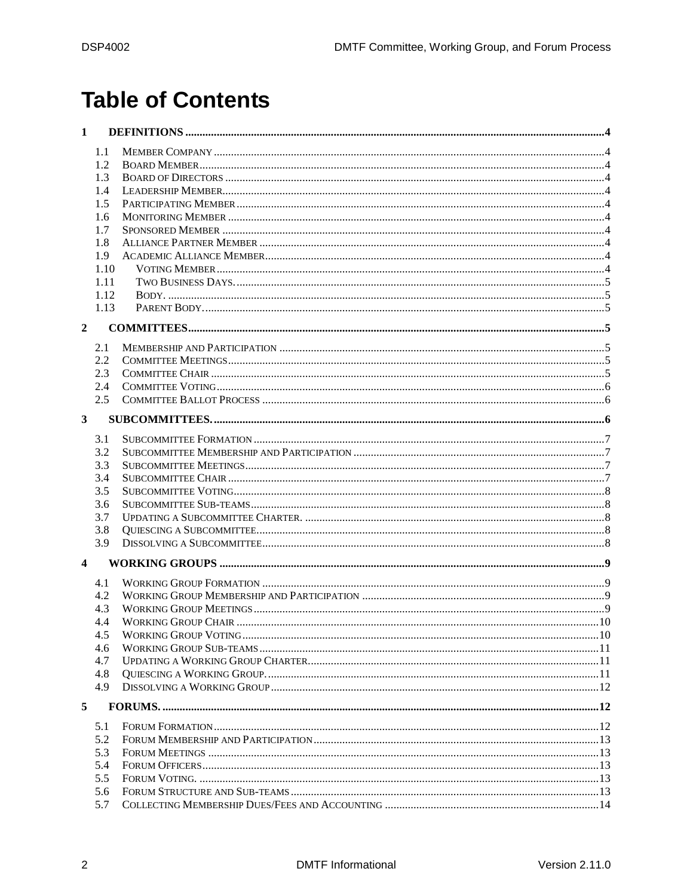# Table of Contents

**1 DEFINITIONS** ..... 4

- 1.1 Member Company ..... 4
- 1.2 Board Member ..... 4
- 1.3 Board of Directors ..... 4
- 1.4 Leadership Member ..... 4
- 1.5 Participating Member ..... 4
- 1.6 Monitoring Member ..... 4
- 1.7 Sponsored Member ..... 4
- 1.8 Alliance Partner Member ..... 4
- 1.9 Academic Alliance Member ..... 4
- 1.10 Voting Member ..... 4
- 1.11 Two Business Days. ..... 5
- 1.12 Body. ..... 5
- 1.13 Parent Body. ..... 5

**2 COMMITTEES** ..... 5

- 2.1 Membership and Participation ..... 5
- 2.2 Committee Meetings ..... 5
- 2.3 Committee Chair ..... 5
- 2.4 Committee Voting ..... 6
- 2.5 Committee Ballot Process ..... 6

**3 SUBCOMMITTEES.** ..... 6

- 3.1 Subcommittee Formation ..... 7
- 3.2 Subcommittee Membership and Participation ..... 7
- 3.3 Subcommittee Meetings ..... 7
- 3.4 Subcommittee Chair ..... 7
- 3.5 Subcommittee Voting ..... 8
- 3.6 Subcommittee Sub-teams ..... 8
- 3.7 Updating a Subcommittee Charter. ..... 8
- 3.8 Quiescing a Subcommittee ..... 8
- 3.9 Dissolving a Subcommittee ..... 8

**4 WORKING GROUPS** ..... 9

- 4.1 Working Group Formation ..... 9
- 4.2 Working Group Membership and Participation ..... 9
- 4.3 Working Group Meetings ..... 9
- 4.4 Working Group Chair ..... 10
- 4.5 Working Group Voting ..... 10
- 4.6 Working Group Sub-teams ..... 11
- 4.7 Updating a Working Group Charter ..... 11
- 4.8 Quiescing a Working Group. ..... 11
- 4.9 Dissolving a Working Group ..... 12

**5 FORUMS.** ..... 12

- 5.1 Forum Formation ..... 12
- 5.2 Forum Membership and Participation ..... 13
- 5.3 Forum Meetings ..... 13
- 5.4 Forum Officers ..... 13
- 5.5 Forum Voting. ..... 13
- 5.6 Forum Structure and Sub-teams ..... 13
- 5.7 Collecting Membership Dues/Fees and Accounting ..... 14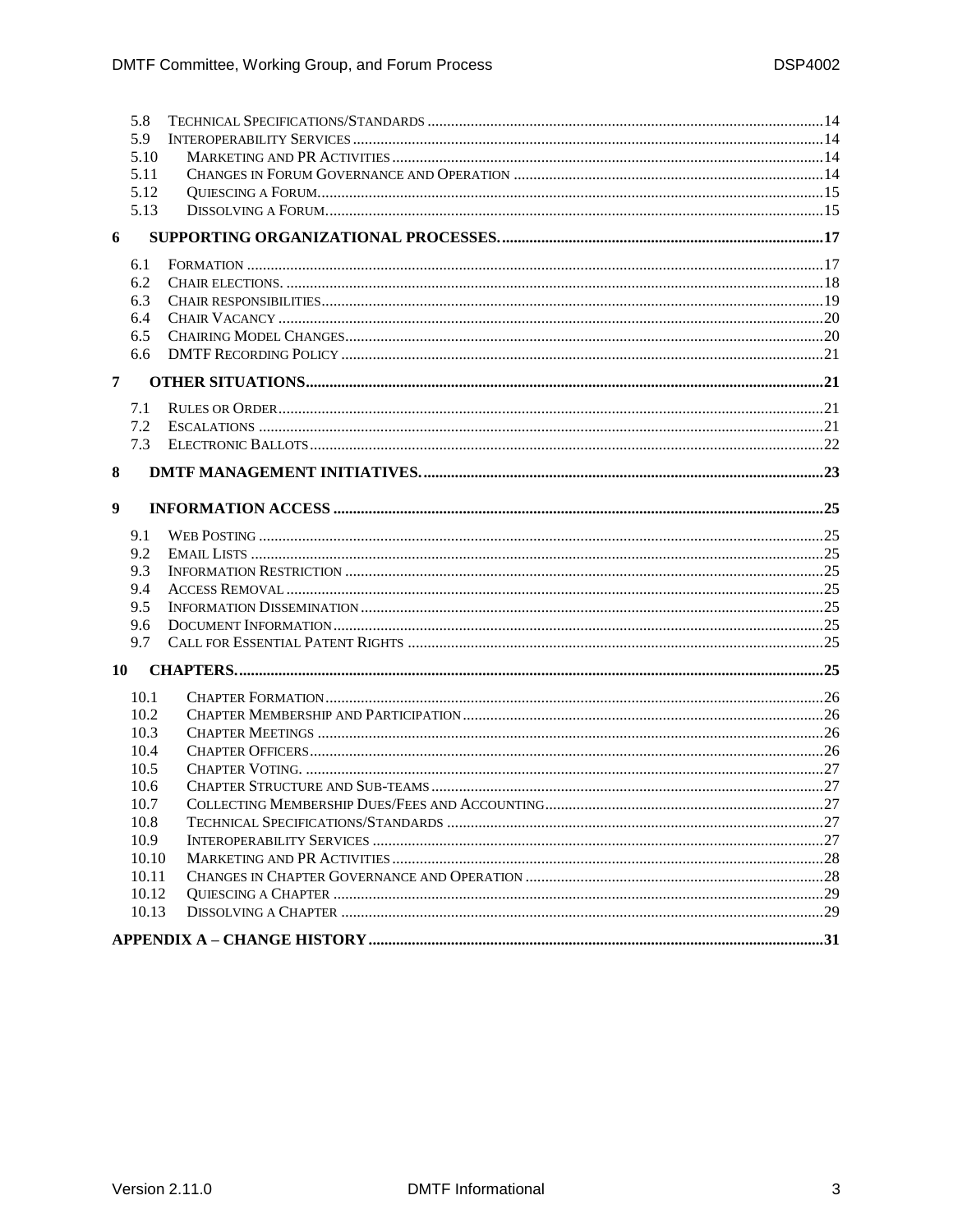5.8 TECHNICAL SPECIFICATIONS/STANDARDS ....................................................................................................14
5.9 INTEROPERABILITY SERVICES ......................................................................................................14
5.10 MARKETING AND PR ACTIVITIES .............................................................................................14
5.11 CHANGES IN FORUM GOVERNANCE AND OPERATION ..............................................................................14
5.12 QUIESCING A FORUM...............................................................................................................15
5.13 DISSOLVING A FORUM.............................................................................................................15

**6 SUPPORTING ORGANIZATIONAL PROCESSES. .................................................................................17**

6.1 FORMATION .................................................................................................................17
6.2 CHAIR ELECTIONS. ........................................................................................................18
6.3 CHAIR RESPONSIBILITIES..............................................................................................19
6.4 CHAIR VACANCY .........................................................................................................20
6.5 CHAIRING MODEL CHANGES........................................................................................20
6.6 DMTF RECORDING POLICY .........................................................................................21

**7 OTHER SITUATIONS.................................................................................................................21**

7.1 RULES OR ORDER..........................................................................................................21
7.2 ESCALATIONS ..............................................................................................................21
7.3 ELECTRONIC BALLOTS...................................................................................................22

**8 DMTF MANAGEMENT INITIATIVES. ....................................................................................23**

**9 INFORMATION ACCESS ..........................................................................................................25**

9.1 WEB POSTING ..............................................................................................................25
9.2 EMAIL LISTS ................................................................................................................25
9.3 INFORMATION RESTRICTION ........................................................................................25
9.4 ACCESS REMOVAL .......................................................................................................25
9.5 INFORMATION DISSEMINATION....................................................................................25
9.6 DOCUMENT INFORMATION...........................................................................................25
9.7 CALL FOR ESSENTIAL PATENT RIGHTS .........................................................................25

**10 CHAPTERS. ..................................................................................................................25**

10.1 CHAPTER FORMATION.............................................................................................26
10.2 CHAPTER MEMBERSHIP AND PARTICIPATION...........................................................26
10.3 CHAPTER MEETINGS ................................................................................................26
10.4 CHAPTER OFFICERS..................................................................................................26
10.5 CHAPTER VOTING. ...................................................................................................27
10.6 CHAPTER STRUCTURE AND SUB-TEAMS ...................................................................27
10.7 COLLECTING MEMBERSHIP DUES/FEES AND ACCOUNTING......................................27
10.8 TECHNICAL SPECIFICATIONS/STANDARDS ...............................................................27
10.9 INTEROPERABILITY SERVICES ..................................................................................27
10.10 MARKETING AND PR ACTIVITIES.............................................................................28
10.11 CHANGES IN CHAPTER GOVERNANCE AND OPERATION ...........................................28
10.12 QUIESCING A CHAPTER ............................................................................................29
10.13 DISSOLVING A CHAPTER ..........................................................................................29

**APPENDIX A – CHANGE HISTORY..................................................................................................31**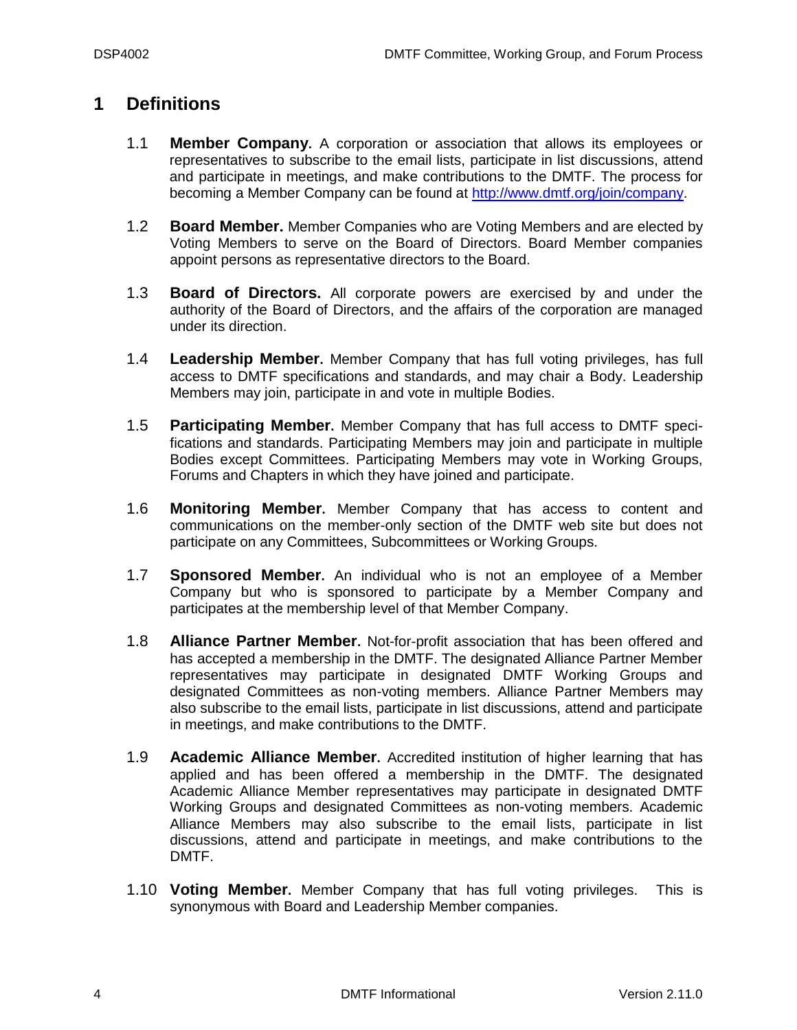# 1 Definitions

1.1 **Member Company.** A corporation or association that allows its employees or representatives to subscribe to the email lists, participate in list discussions, attend and participate in meetings, and make contributions to the DMTF. The process for becoming a Member Company can be found at [http://www.dmtf.org/join/company](http://www.dmtf.org/join/company).

1.2 **Board Member.** Member Companies who are Voting Members and are elected by Voting Members to serve on the Board of Directors. Board Member companies appoint persons as representative directors to the Board.

1.3 **Board of Directors.** All corporate powers are exercised by and under the authority of the Board of Directors, and the affairs of the corporation are managed under its direction.

1.4 **Leadership Member.** Member Company that has full voting privileges, has full access to DMTF specifications and standards, and may chair a Body. Leadership Members may join, participate in and vote in multiple Bodies.

1.5 **Participating Member.** Member Company that has full access to DMTF specifications and standards. Participating Members may join and participate in multiple Bodies except Committees. Participating Members may vote in Working Groups, Forums and Chapters in which they have joined and participate.

1.6 **Monitoring Member.** Member Company that has access to content and communications on the member-only section of the DMTF web site but does not participate on any Committees, Subcommittees or Working Groups.

1.7 **Sponsored Member.** An individual who is not an employee of a Member Company but who is sponsored to participate by a Member Company and participates at the membership level of that Member Company.

1.8 **Alliance Partner Member.** Not-for-profit association that has been offered and has accepted a membership in the DMTF. The designated Alliance Partner Member representatives may participate in designated DMTF Working Groups and designated Committees as non-voting members. Alliance Partner Members may also subscribe to the email lists, participate in list discussions, attend and participate in meetings, and make contributions to the DMTF.

1.9 **Academic Alliance Member.** Accredited institution of higher learning that has applied and has been offered a membership in the DMTF. The designated Academic Alliance Member representatives may participate in designated DMTF Working Groups and designated Committees as non-voting members. Academic Alliance Members may also subscribe to the email lists, participate in list discussions, attend and participate in meetings, and make contributions to the DMTF.

1.10 **Voting Member.** Member Company that has full voting privileges. This is synonymous with Board and Leadership Member companies.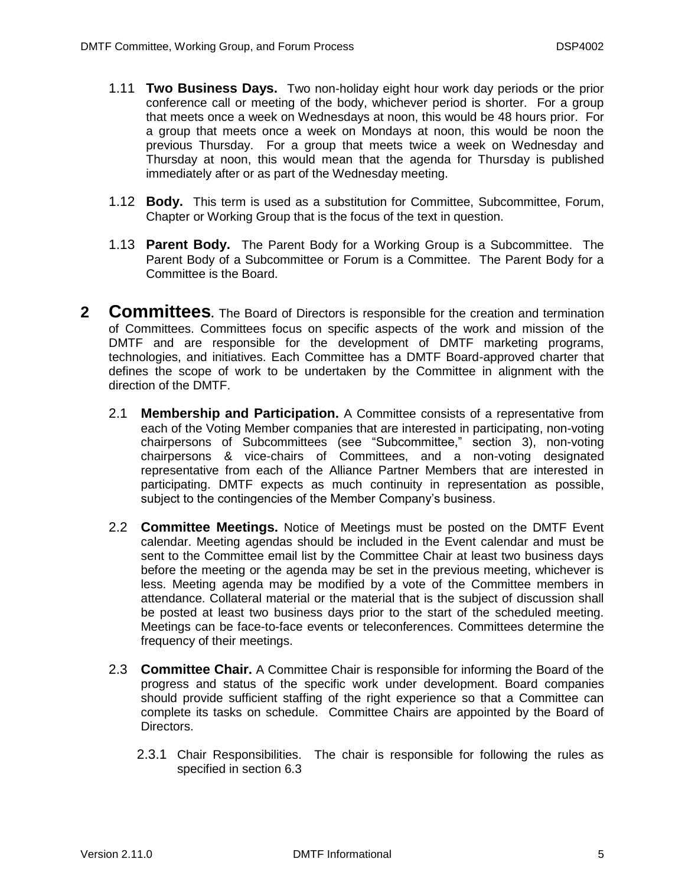1.11 **Two Business Days.** Two non-holiday eight hour work day periods or the prior conference call or meeting of the body, whichever period is shorter. For a group that meets once a week on Wednesdays at noon, this would be 48 hours prior. For a group that meets once a week on Mondays at noon, this would be noon the previous Thursday. For a group that meets twice a week on Wednesday and Thursday at noon, this would mean that the agenda for Thursday is published immediately after or as part of the Wednesday meeting.

1.12 **Body.** This term is used as a substitution for Committee, Subcommittee, Forum, Chapter or Working Group that is the focus of the text in question.

1.13 **Parent Body.** The Parent Body for a Working Group is a Subcommittee. The Parent Body of a Subcommittee or Forum is a Committee. The Parent Body for a Committee is the Board.

# 2 Committees

**Committees**. The Board of Directors is responsible for the creation and termination of Committees. Committees focus on specific aspects of the work and mission of the DMTF and are responsible for the development of DMTF marketing programs, technologies, and initiatives. Each Committee has a DMTF Board-approved charter that defines the scope of work to be undertaken by the Committee in alignment with the direction of the DMTF.

2.1 **Membership and Participation.** A Committee consists of a representative from each of the Voting Member companies that are interested in participating, non-voting chairpersons of Subcommittees (see "Subcommittee," section 3), non-voting chairpersons & vice-chairs of Committees, and a non-voting designated representative from each of the Alliance Partner Members that are interested in participating. DMTF expects as much continuity in representation as possible, subject to the contingencies of the Member Company's business.

2.2 **Committee Meetings.** Notice of Meetings must be posted on the DMTF Event calendar. Meeting agendas should be included in the Event calendar and must be sent to the Committee email list by the Committee Chair at least two business days before the meeting or the agenda may be set in the previous meeting, whichever is less. Meeting agenda may be modified by a vote of the Committee members in attendance. Collateral material or the material that is the subject of discussion shall be posted at least two business days prior to the start of the scheduled meeting. Meetings can be face-to-face events or teleconferences. Committees determine the frequency of their meetings.

2.3 **Committee Chair.** A Committee Chair is responsible for informing the Board of the progress and status of the specific work under development. Board companies should provide sufficient staffing of the right experience so that a Committee can complete its tasks on schedule. Committee Chairs are appointed by the Board of Directors.

2.3.1 Chair Responsibilities. The chair is responsible for following the rules as specified in section 6.3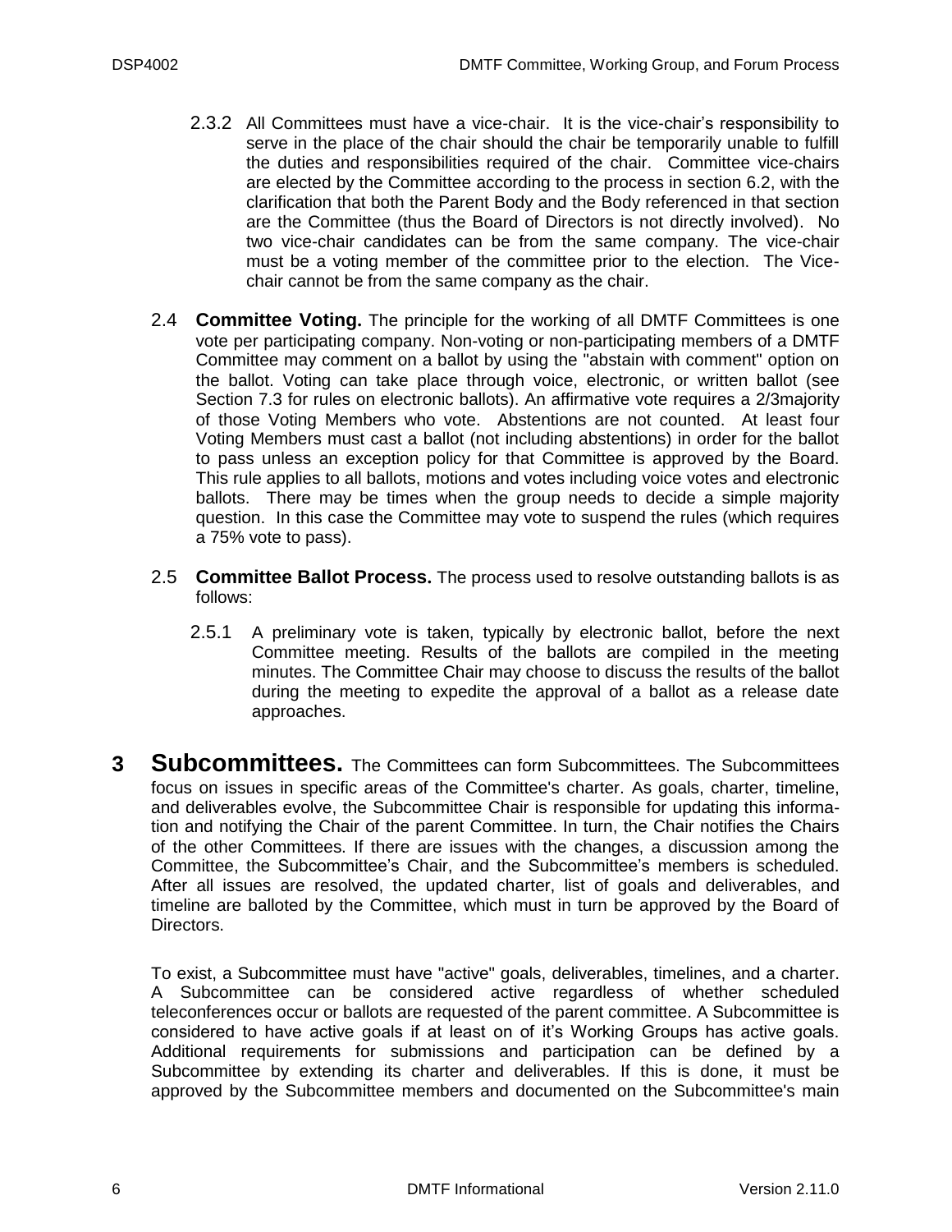2.3.2 All Committees must have a vice-chair. It is the vice-chair's responsibility to serve in the place of the chair should the chair be temporarily unable to fulfill the duties and responsibilities required of the chair. Committee vice-chairs are elected by the Committee according to the process in section 6.2, with the clarification that both the Parent Body and the Body referenced in that section are the Committee (thus the Board of Directors is not directly involved). No two vice-chair candidates can be from the same company. The vice-chair must be a voting member of the committee prior to the election. The Vice-chair cannot be from the same company as the chair.

2.4 **Committee Voting.** The principle for the working of all DMTF Committees is one vote per participating company. Non-voting or non-participating members of a DMTF Committee may comment on a ballot by using the "abstain with comment" option on the ballot. Voting can take place through voice, electronic, or written ballot (see Section 7.3 for rules on electronic ballots). An affirmative vote requires a 2/3majority of those Voting Members who vote. Abstentions are not counted. At least four Voting Members must cast a ballot (not including abstentions) in order for the ballot to pass unless an exception policy for that Committee is approved by the Board. This rule applies to all ballots, motions and votes including voice votes and electronic ballots. There may be times when the group needs to decide a simple majority question. In this case the Committee may vote to suspend the rules (which requires a 75% vote to pass).

2.5 **Committee Ballot Process.** The process used to resolve outstanding ballots is as follows:

2.5.1 A preliminary vote is taken, typically by electronic ballot, before the next Committee meeting. Results of the ballots are compiled in the meeting minutes. The Committee Chair may choose to discuss the results of the ballot during the meeting to expedite the approval of a ballot as a release date approaches.

# 3 Subcommittees.

The Committees can form Subcommittees. The Subcommittees focus on issues in specific areas of the Committee's charter. As goals, charter, timeline, and deliverables evolve, the Subcommittee Chair is responsible for updating this information and notifying the Chair of the parent Committee. In turn, the Chair notifies the Chairs of the other Committees. If there are issues with the changes, a discussion among the Committee, the Subcommittee's Chair, and the Subcommittee's members is scheduled. After all issues are resolved, the updated charter, list of goals and deliverables, and timeline are balloted by the Committee, which must in turn be approved by the Board of Directors.

To exist, a Subcommittee must have "active" goals, deliverables, timelines, and a charter. A Subcommittee can be considered active regardless of whether scheduled teleconferences occur or ballots are requested of the parent committee. A Subcommittee is considered to have active goals if at least on of it's Working Groups has active goals. Additional requirements for submissions and participation can be defined by a Subcommittee by extending its charter and deliverables. If this is done, it must be approved by the Subcommittee members and documented on the Subcommittee's main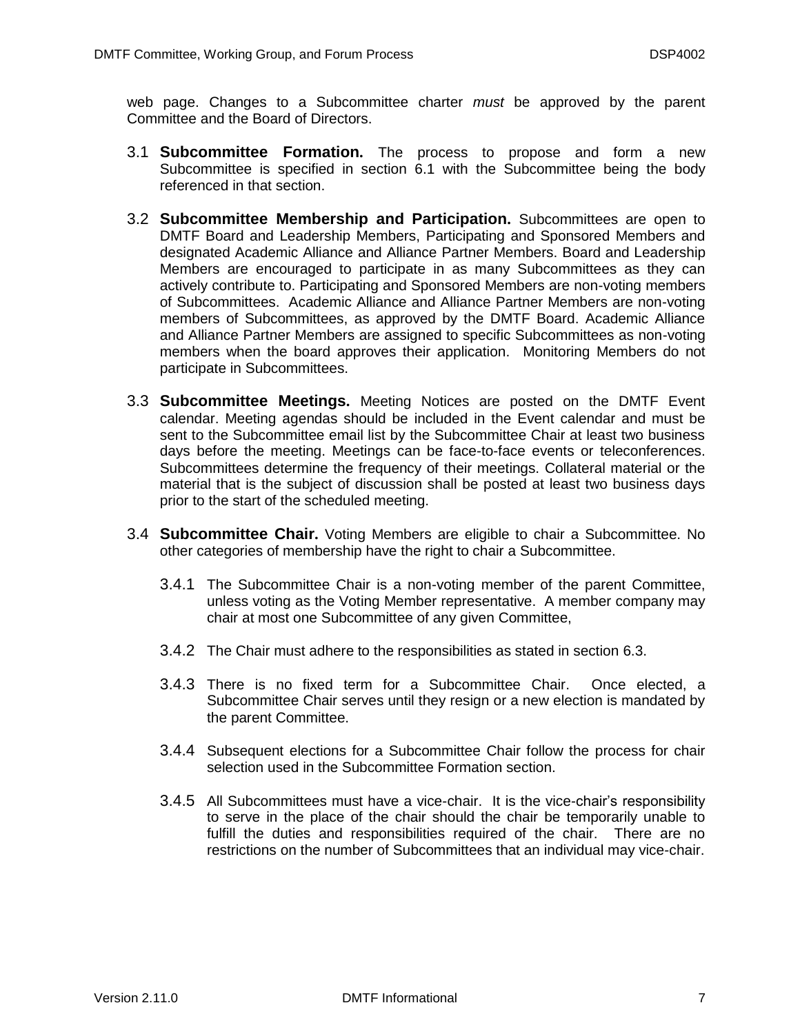web page. Changes to a Subcommittee charter *must* be approved by the parent Committee and the Board of Directors.

3.1 **Subcommittee Formation.** The process to propose and form a new Subcommittee is specified in section 6.1 with the Subcommittee being the body referenced in that section.

3.2 **Subcommittee Membership and Participation.** Subcommittees are open to DMTF Board and Leadership Members, Participating and Sponsored Members and designated Academic Alliance and Alliance Partner Members. Board and Leadership Members are encouraged to participate in as many Subcommittees as they can actively contribute to. Participating and Sponsored Members are non-voting members of Subcommittees. Academic Alliance and Alliance Partner Members are non-voting members of Subcommittees, as approved by the DMTF Board. Academic Alliance and Alliance Partner Members are assigned to specific Subcommittees as non-voting members when the board approves their application. Monitoring Members do not participate in Subcommittees.

3.3 **Subcommittee Meetings.** Meeting Notices are posted on the DMTF Event calendar. Meeting agendas should be included in the Event calendar and must be sent to the Subcommittee email list by the Subcommittee Chair at least two business days before the meeting. Meetings can be face-to-face events or teleconferences. Subcommittees determine the frequency of their meetings. Collateral material or the material that is the subject of discussion shall be posted at least two business days prior to the start of the scheduled meeting.

3.4 **Subcommittee Chair.** Voting Members are eligible to chair a Subcommittee. No other categories of membership have the right to chair a Subcommittee.

3.4.1 The Subcommittee Chair is a non-voting member of the parent Committee, unless voting as the Voting Member representative. A member company may chair at most one Subcommittee of any given Committee,

3.4.2 The Chair must adhere to the responsibilities as stated in section 6.3.

3.4.3 There is no fixed term for a Subcommittee Chair. Once elected, a Subcommittee Chair serves until they resign or a new election is mandated by the parent Committee.

3.4.4 Subsequent elections for a Subcommittee Chair follow the process for chair selection used in the Subcommittee Formation section.

3.4.5 All Subcommittees must have a vice-chair. It is the vice-chair's responsibility to serve in the place of the chair should the chair be temporarily unable to fulfill the duties and responsibilities required of the chair. There are no restrictions on the number of Subcommittees that an individual may vice-chair.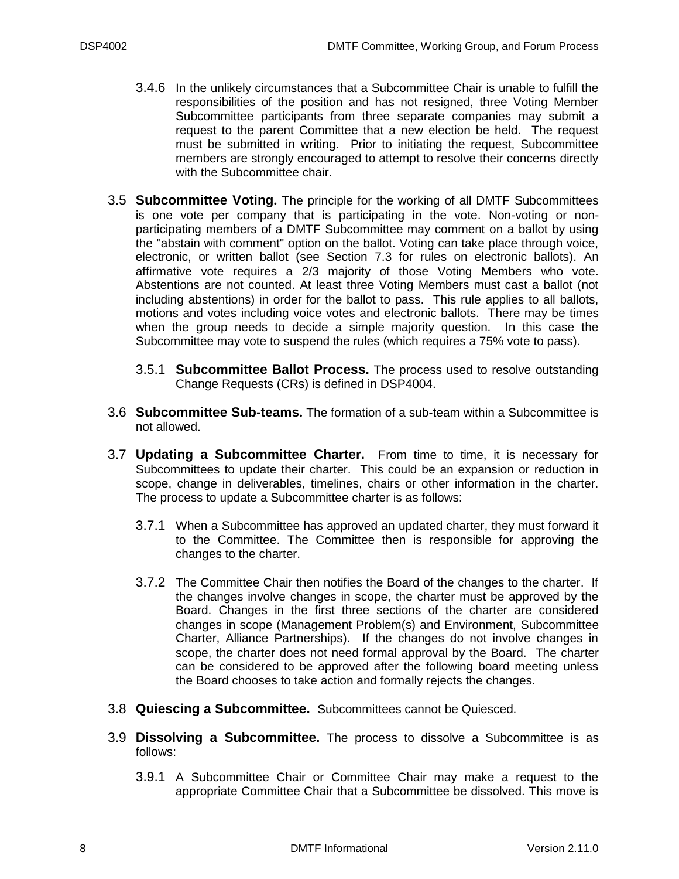3.4.6 In the unlikely circumstances that a Subcommittee Chair is unable to fulfill the responsibilities of the position and has not resigned, three Voting Member Subcommittee participants from three separate companies may submit a request to the parent Committee that a new election be held. The request must be submitted in writing. Prior to initiating the request, Subcommittee members are strongly encouraged to attempt to resolve their concerns directly with the Subcommittee chair.

3.5 **Subcommittee Voting.** The principle for the working of all DMTF Subcommittees is one vote per company that is participating in the vote. Non-voting or non-participating members of a DMTF Subcommittee may comment on a ballot by using the "abstain with comment" option on the ballot. Voting can take place through voice, electronic, or written ballot (see Section 7.3 for rules on electronic ballots). An affirmative vote requires a 2/3 majority of those Voting Members who vote. Abstentions are not counted. At least three Voting Members must cast a ballot (not including abstentions) in order for the ballot to pass. This rule applies to all ballots, motions and votes including voice votes and electronic ballots. There may be times when the group needs to decide a simple majority question. In this case the Subcommittee may vote to suspend the rules (which requires a 75% vote to pass).

3.5.1 **Subcommittee Ballot Process.** The process used to resolve outstanding Change Requests (CRs) is defined in DSP4004.

3.6 **Subcommittee Sub-teams.** The formation of a sub-team within a Subcommittee is not allowed.

3.7 **Updating a Subcommittee Charter.** From time to time, it is necessary for Subcommittees to update their charter. This could be an expansion or reduction in scope, change in deliverables, timelines, chairs or other information in the charter. The process to update a Subcommittee charter is as follows:

3.7.1 When a Subcommittee has approved an updated charter, they must forward it to the Committee. The Committee then is responsible for approving the changes to the charter.

3.7.2 The Committee Chair then notifies the Board of the changes to the charter. If the changes involve changes in scope, the charter must be approved by the Board. Changes in the first three sections of the charter are considered changes in scope (Management Problem(s) and Environment, Subcommittee Charter, Alliance Partnerships). If the changes do not involve changes in scope, the charter does not need formal approval by the Board. The charter can be considered to be approved after the following board meeting unless the Board chooses to take action and formally rejects the changes.

3.8 **Quiescing a Subcommittee.** Subcommittees cannot be Quiesced.

3.9 **Dissolving a Subcommittee.** The process to dissolve a Subcommittee is as follows:

3.9.1 A Subcommittee Chair or Committee Chair may make a request to the appropriate Committee Chair that a Subcommittee be dissolved. This move is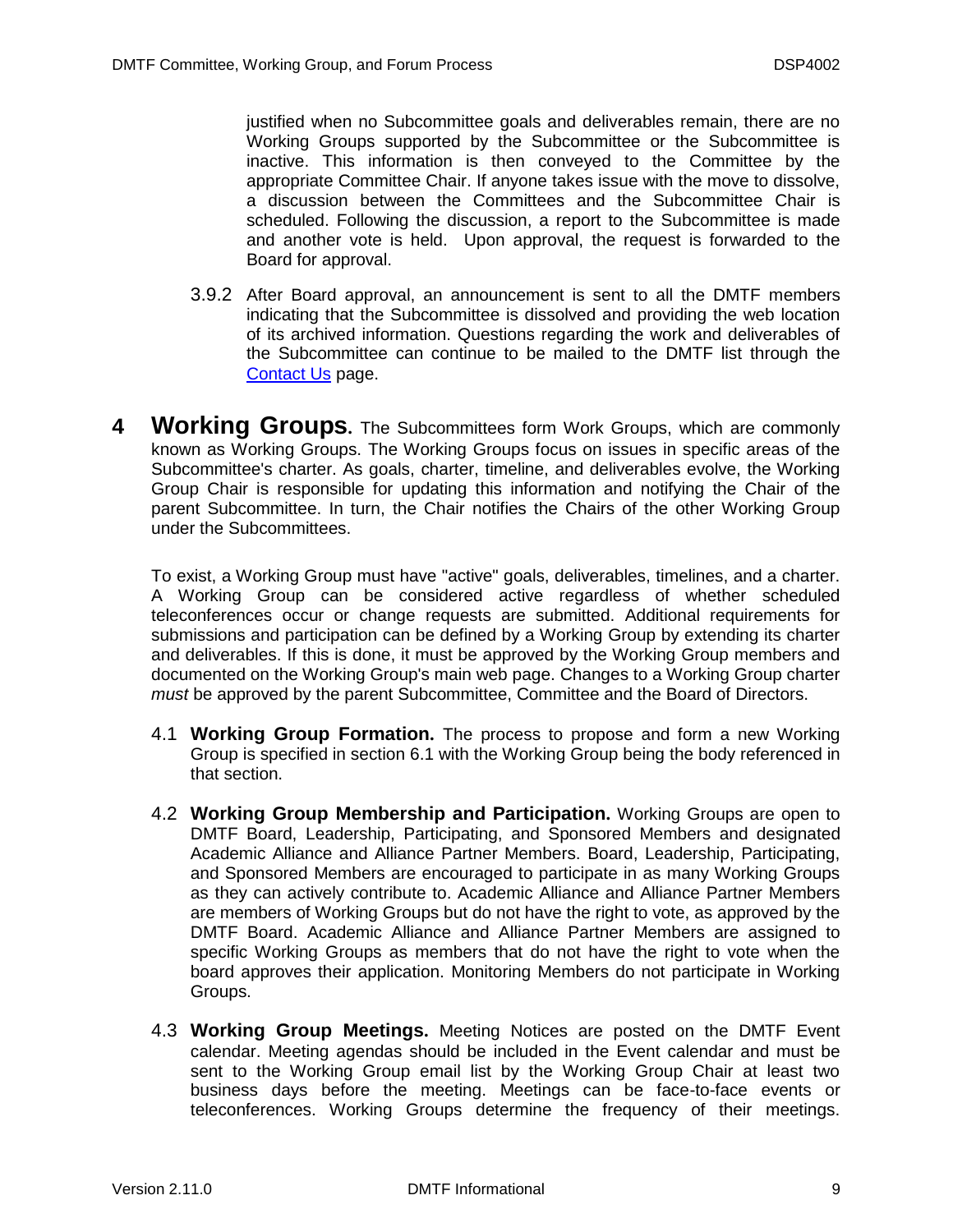justified when no Subcommittee goals and deliverables remain, there are no Working Groups supported by the Subcommittee or the Subcommittee is inactive. This information is then conveyed to the Committee by the appropriate Committee Chair. If anyone takes issue with the move to dissolve, a discussion between the Committees and the Subcommittee Chair is scheduled. Following the discussion, a report to the Subcommittee is made and another vote is held. Upon approval, the request is forwarded to the Board for approval.

3.9.2 After Board approval, an announcement is sent to all the DMTF members indicating that the Subcommittee is dissolved and providing the web location of its archived information. Questions regarding the work and deliverables of the Subcommittee can continue to be mailed to the DMTF list through the Contact Us page.

# 4 Working Groups.

The Subcommittees form Work Groups, which are commonly known as Working Groups. The Working Groups focus on issues in specific areas of the Subcommittee's charter. As goals, charter, timeline, and deliverables evolve, the Working Group Chair is responsible for updating this information and notifying the Chair of the parent Subcommittee. In turn, the Chair notifies the Chairs of the other Working Group under the Subcommittees.

To exist, a Working Group must have "active" goals, deliverables, timelines, and a charter. A Working Group can be considered active regardless of whether scheduled teleconferences occur or change requests are submitted. Additional requirements for submissions and participation can be defined by a Working Group by extending its charter and deliverables. If this is done, it must be approved by the Working Group members and documented on the Working Group's main web page. Changes to a Working Group charter *must* be approved by the parent Subcommittee, Committee and the Board of Directors.

4.1 **Working Group Formation.** The process to propose and form a new Working Group is specified in section 6.1 with the Working Group being the body referenced in that section.

4.2 **Working Group Membership and Participation.** Working Groups are open to DMTF Board, Leadership, Participating, and Sponsored Members and designated Academic Alliance and Alliance Partner Members. Board, Leadership, Participating, and Sponsored Members are encouraged to participate in as many Working Groups as they can actively contribute to. Academic Alliance and Alliance Partner Members are members of Working Groups but do not have the right to vote, as approved by the DMTF Board. Academic Alliance and Alliance Partner Members are assigned to specific Working Groups as members that do not have the right to vote when the board approves their application. Monitoring Members do not participate in Working Groups.

4.3 **Working Group Meetings.** Meeting Notices are posted on the DMTF Event calendar. Meeting agendas should be included in the Event calendar and must be sent to the Working Group email list by the Working Group Chair at least two business days before the meeting. Meetings can be face-to-face events or teleconferences. Working Groups determine the frequency of their meetings.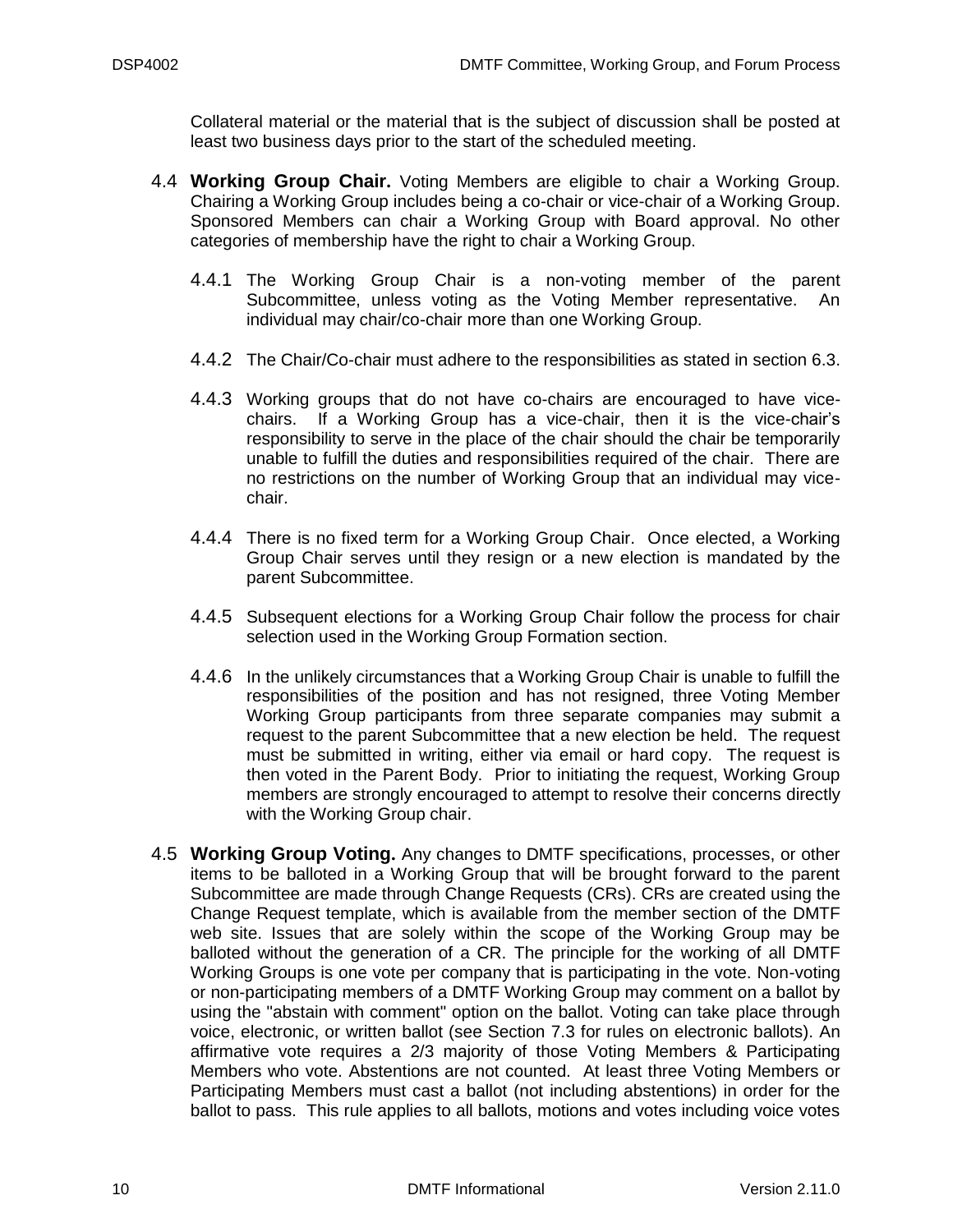Collateral material or the material that is the subject of discussion shall be posted at least two business days prior to the start of the scheduled meeting.

4.4 **Working Group Chair.** Voting Members are eligible to chair a Working Group. Chairing a Working Group includes being a co-chair or vice-chair of a Working Group. Sponsored Members can chair a Working Group with Board approval. No other categories of membership have the right to chair a Working Group.

4.4.1 The Working Group Chair is a non-voting member of the parent Subcommittee, unless voting as the Voting Member representative. An individual may chair/co-chair more than one Working Group.

4.4.2 The Chair/Co-chair must adhere to the responsibilities as stated in section 6.3.

4.4.3 Working groups that do not have co-chairs are encouraged to have vice-chairs. If a Working Group has a vice-chair, then it is the vice-chair's responsibility to serve in the place of the chair should the chair be temporarily unable to fulfill the duties and responsibilities required of the chair. There are no restrictions on the number of Working Group that an individual may vice-chair.

4.4.4 There is no fixed term for a Working Group Chair. Once elected, a Working Group Chair serves until they resign or a new election is mandated by the parent Subcommittee.

4.4.5 Subsequent elections for a Working Group Chair follow the process for chair selection used in the Working Group Formation section.

4.4.6 In the unlikely circumstances that a Working Group Chair is unable to fulfill the responsibilities of the position and has not resigned, three Voting Member Working Group participants from three separate companies may submit a request to the parent Subcommittee that a new election be held. The request must be submitted in writing, either via email or hard copy. The request is then voted in the Parent Body. Prior to initiating the request, Working Group members are strongly encouraged to attempt to resolve their concerns directly with the Working Group chair.

4.5 **Working Group Voting.** Any changes to DMTF specifications, processes, or other items to be balloted in a Working Group that will be brought forward to the parent Subcommittee are made through Change Requests (CRs). CRs are created using the Change Request template, which is available from the member section of the DMTF web site. Issues that are solely within the scope of the Working Group may be balloted without the generation of a CR. The principle for the working of all DMTF Working Groups is one vote per company that is participating in the vote. Non-voting or non-participating members of a DMTF Working Group may comment on a ballot by using the "abstain with comment" option on the ballot. Voting can take place through voice, electronic, or written ballot (see Section 7.3 for rules on electronic ballots). An affirmative vote requires a 2/3 majority of those Voting Members & Participating Members who vote. Abstentions are not counted. At least three Voting Members or Participating Members must cast a ballot (not including abstentions) in order for the ballot to pass. This rule applies to all ballots, motions and votes including voice votes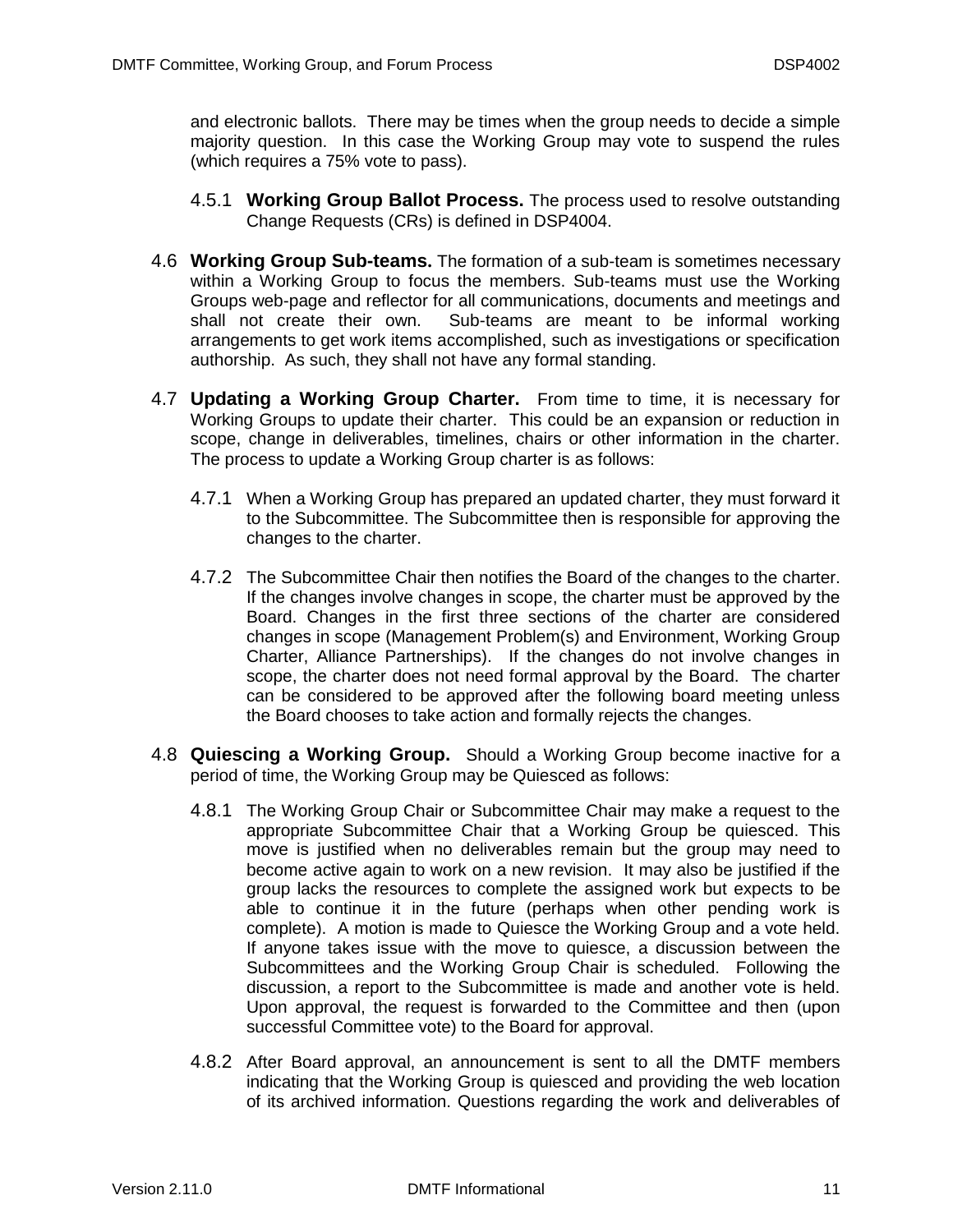and electronic ballots. There may be times when the group needs to decide a simple majority question. In this case the Working Group may vote to suspend the rules (which requires a 75% vote to pass).

4.5.1 **Working Group Ballot Process.** The process used to resolve outstanding Change Requests (CRs) is defined in DSP4004.

4.6 **Working Group Sub-teams.** The formation of a sub-team is sometimes necessary within a Working Group to focus the members. Sub-teams must use the Working Groups web-page and reflector for all communications, documents and meetings and shall not create their own. Sub-teams are meant to be informal working arrangements to get work items accomplished, such as investigations or specification authorship. As such, they shall not have any formal standing.

4.7 **Updating a Working Group Charter.** From time to time, it is necessary for Working Groups to update their charter. This could be an expansion or reduction in scope, change in deliverables, timelines, chairs or other information in the charter. The process to update a Working Group charter is as follows:

4.7.1 When a Working Group has prepared an updated charter, they must forward it to the Subcommittee. The Subcommittee then is responsible for approving the changes to the charter.

4.7.2 The Subcommittee Chair then notifies the Board of the changes to the charter. If the changes involve changes in scope, the charter must be approved by the Board. Changes in the first three sections of the charter are considered changes in scope (Management Problem(s) and Environment, Working Group Charter, Alliance Partnerships). If the changes do not involve changes in scope, the charter does not need formal approval by the Board. The charter can be considered to be approved after the following board meeting unless the Board chooses to take action and formally rejects the changes.

4.8 **Quiescing a Working Group.** Should a Working Group become inactive for a period of time, the Working Group may be Quiesced as follows:

4.8.1 The Working Group Chair or Subcommittee Chair may make a request to the appropriate Subcommittee Chair that a Working Group be quiesced. This move is justified when no deliverables remain but the group may need to become active again to work on a new revision. It may also be justified if the group lacks the resources to complete the assigned work but expects to be able to continue it in the future (perhaps when other pending work is complete). A motion is made to Quiesce the Working Group and a vote held. If anyone takes issue with the move to quiesce, a discussion between the Subcommittees and the Working Group Chair is scheduled. Following the discussion, a report to the Subcommittee is made and another vote is held. Upon approval, the request is forwarded to the Committee and then (upon successful Committee vote) to the Board for approval.

4.8.2 After Board approval, an announcement is sent to all the DMTF members indicating that the Working Group is quiesced and providing the web location of its archived information. Questions regarding the work and deliverables of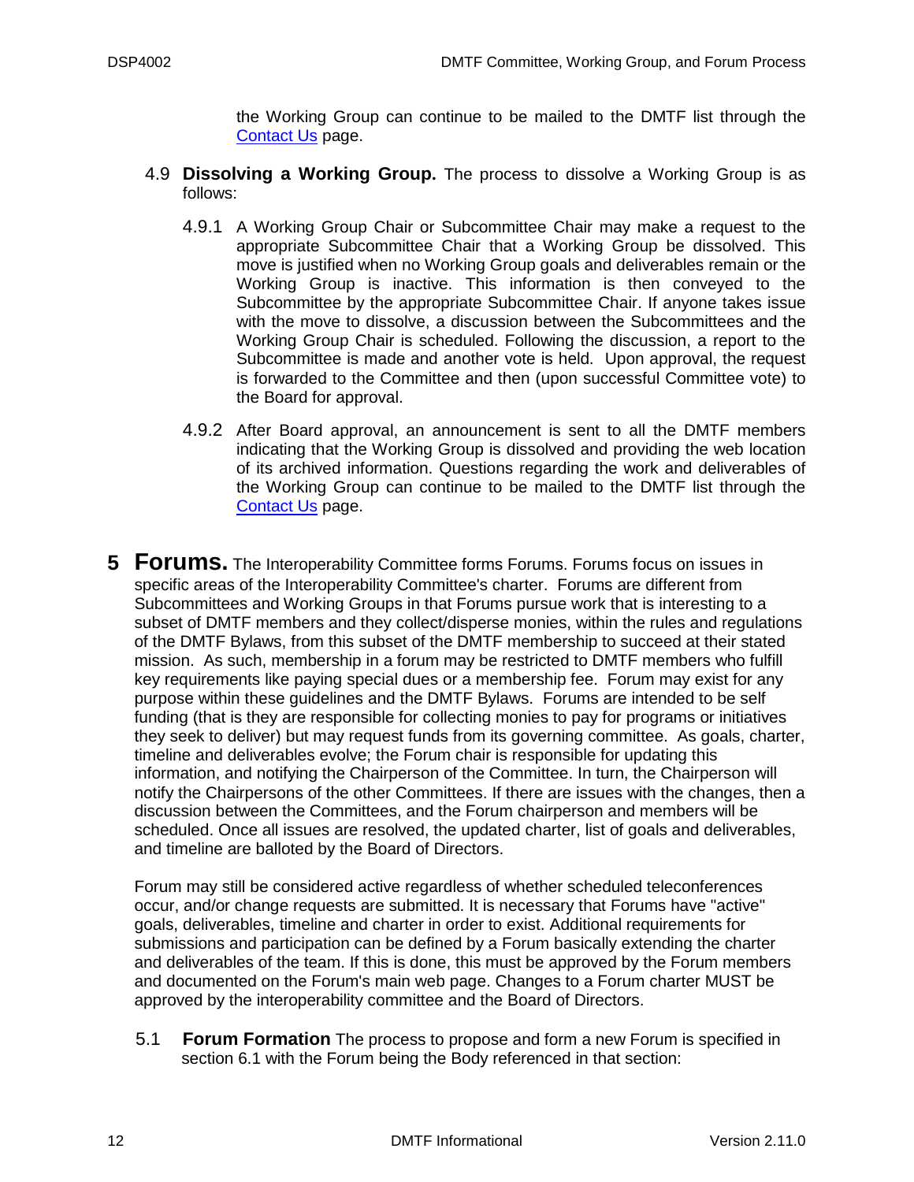the Working Group can continue to be mailed to the DMTF list through the Contact Us page.

4.9 **Dissolving a Working Group.** The process to dissolve a Working Group is as follows:

4.9.1 A Working Group Chair or Subcommittee Chair may make a request to the appropriate Subcommittee Chair that a Working Group be dissolved. This move is justified when no Working Group goals and deliverables remain or the Working Group is inactive. This information is then conveyed to the Subcommittee by the appropriate Subcommittee Chair. If anyone takes issue with the move to dissolve, a discussion between the Subcommittees and the Working Group Chair is scheduled. Following the discussion, a report to the Subcommittee is made and another vote is held. Upon approval, the request is forwarded to the Committee and then (upon successful Committee vote) to the Board for approval.

4.9.2 After Board approval, an announcement is sent to all the DMTF members indicating that the Working Group is dissolved and providing the web location of its archived information. Questions regarding the work and deliverables of the Working Group can continue to be mailed to the DMTF list through the Contact Us page.

# 5 Forums.

The Interoperability Committee forms Forums. Forums focus on issues in specific areas of the Interoperability Committee's charter. Forums are different from Subcommittees and Working Groups in that Forums pursue work that is interesting to a subset of DMTF members and they collect/disperse monies, within the rules and regulations of the DMTF Bylaws, from this subset of the DMTF membership to succeed at their stated mission. As such, membership in a forum may be restricted to DMTF members who fulfill key requirements like paying special dues or a membership fee. Forum may exist for any purpose within these guidelines and the DMTF Bylaws. Forums are intended to be self funding (that is they are responsible for collecting monies to pay for programs or initiatives they seek to deliver) but may request funds from its governing committee. As goals, charter, timeline and deliverables evolve; the Forum chair is responsible for updating this information, and notifying the Chairperson of the Committee. In turn, the Chairperson will notify the Chairpersons of the other Committees. If there are issues with the changes, then a discussion between the Committees, and the Forum chairperson and members will be scheduled. Once all issues are resolved, the updated charter, list of goals and deliverables, and timeline are balloted by the Board of Directors.

Forum may still be considered active regardless of whether scheduled teleconferences occur, and/or change requests are submitted. It is necessary that Forums have "active" goals, deliverables, timeline and charter in order to exist. Additional requirements for submissions and participation can be defined by a Forum basically extending the charter and deliverables of the team. If this is done, this must be approved by the Forum members and documented on the Forum's main web page. Changes to a Forum charter MUST be approved by the interoperability committee and the Board of Directors.

5.1 **Forum Formation** The process to propose and form a new Forum is specified in section 6.1 with the Forum being the Body referenced in that section: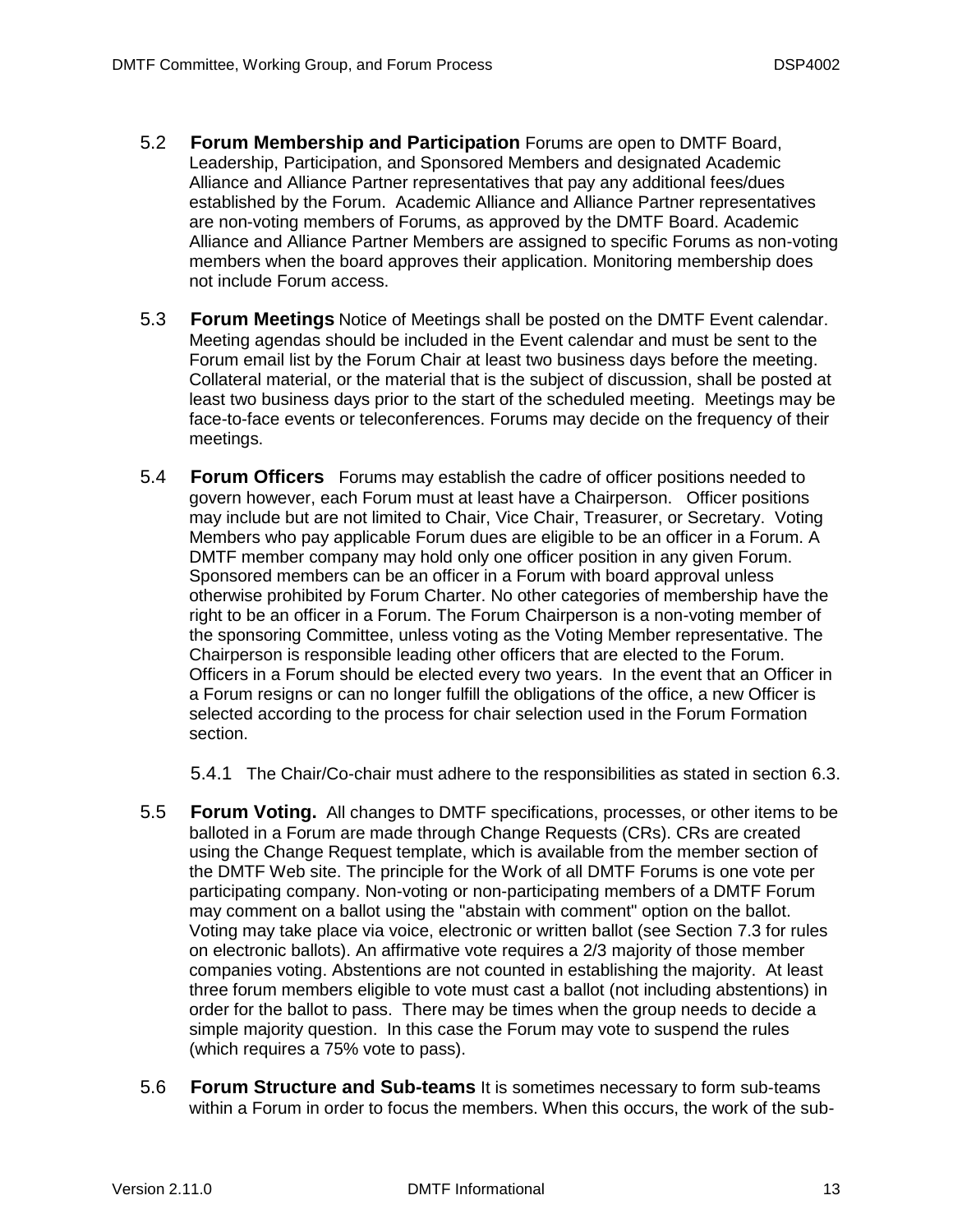5.2 **Forum Membership and Participation** Forums are open to DMTF Board, Leadership, Participation, and Sponsored Members and designated Academic Alliance and Alliance Partner representatives that pay any additional fees/dues established by the Forum. Academic Alliance and Alliance Partner representatives are non-voting members of Forums, as approved by the DMTF Board. Academic Alliance and Alliance Partner Members are assigned to specific Forums as non-voting members when the board approves their application. Monitoring membership does not include Forum access.

5.3 **Forum Meetings** Notice of Meetings shall be posted on the DMTF Event calendar. Meeting agendas should be included in the Event calendar and must be sent to the Forum email list by the Forum Chair at least two business days before the meeting. Collateral material, or the material that is the subject of discussion, shall be posted at least two business days prior to the start of the scheduled meeting. Meetings may be face-to-face events or teleconferences. Forums may decide on the frequency of their meetings.

5.4 **Forum Officers** Forums may establish the cadre of officer positions needed to govern however, each Forum must at least have a Chairperson. Officer positions may include but are not limited to Chair, Vice Chair, Treasurer, or Secretary. Voting Members who pay applicable Forum dues are eligible to be an officer in a Forum. A DMTF member company may hold only one officer position in any given Forum. Sponsored members can be an officer in a Forum with board approval unless otherwise prohibited by Forum Charter. No other categories of membership have the right to be an officer in a Forum. The Forum Chairperson is a non-voting member of the sponsoring Committee, unless voting as the Voting Member representative. The Chairperson is responsible leading other officers that are elected to the Forum. Officers in a Forum should be elected every two years. In the event that an Officer in a Forum resigns or can no longer fulfill the obligations of the office, a new Officer is selected according to the process for chair selection used in the Forum Formation section.

5.4.1 The Chair/Co-chair must adhere to the responsibilities as stated in section 6.3.

5.5 **Forum Voting.** All changes to DMTF specifications, processes, or other items to be balloted in a Forum are made through Change Requests (CRs). CRs are created using the Change Request template, which is available from the member section of the DMTF Web site. The principle for the Work of all DMTF Forums is one vote per participating company. Non-voting or non-participating members of a DMTF Forum may comment on a ballot using the "abstain with comment" option on the ballot. Voting may take place via voice, electronic or written ballot (see Section 7.3 for rules on electronic ballots). An affirmative vote requires a 2/3 majority of those member companies voting. Abstentions are not counted in establishing the majority. At least three forum members eligible to vote must cast a ballot (not including abstentions) in order for the ballot to pass. There may be times when the group needs to decide a simple majority question. In this case the Forum may vote to suspend the rules (which requires a 75% vote to pass).

5.6 **Forum Structure and Sub-teams** It is sometimes necessary to form sub-teams within a Forum in order to focus the members. When this occurs, the work of the sub-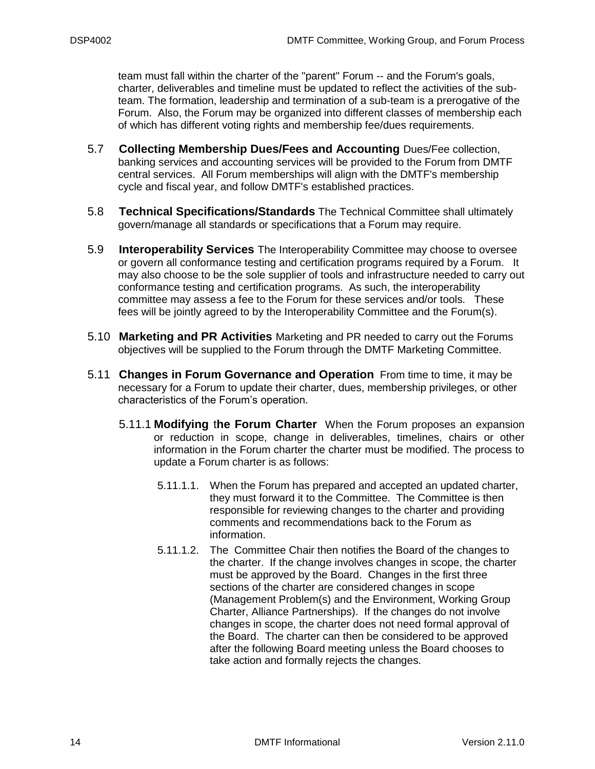team must fall within the charter of the "parent" Forum -- and the Forum's goals, charter, deliverables and timeline must be updated to reflect the activities of the sub-team. The formation, leadership and termination of a sub-team is a prerogative of the Forum. Also, the Forum may be organized into different classes of membership each of which has different voting rights and membership fee/dues requirements.

5.7 **Collecting Membership Dues/Fees and Accounting** Dues/Fee collection, banking services and accounting services will be provided to the Forum from DMTF central services. All Forum memberships will align with the DMTF's membership cycle and fiscal year, and follow DMTF's established practices.

5.8 **Technical Specifications/Standards** The Technical Committee shall ultimately govern/manage all standards or specifications that a Forum may require.

5.9 **Interoperability Services** The Interoperability Committee may choose to oversee or govern all conformance testing and certification programs required by a Forum. It may also choose to be the sole supplier of tools and infrastructure needed to carry out conformance testing and certification programs. As such, the interoperability committee may assess a fee to the Forum for these services and/or tools. These fees will be jointly agreed to by the Interoperability Committee and the Forum(s).

5.10 **Marketing and PR Activities** Marketing and PR needed to carry out the Forums objectives will be supplied to the Forum through the DMTF Marketing Committee.

5.11 **Changes in Forum Governance and Operation** From time to time, it may be necessary for a Forum to update their charter, dues, membership privileges, or other characteristics of the Forum's operation.

5.11.1 **Modifying the Forum Charter** When the Forum proposes an expansion or reduction in scope, change in deliverables, timelines, chairs or other information in the Forum charter the charter must be modified. The process to update a Forum charter is as follows:

5.11.1.1. When the Forum has prepared and accepted an updated charter, they must forward it to the Committee. The Committee is then responsible for reviewing changes to the charter and providing comments and recommendations back to the Forum as information.

5.11.1.2. The Committee Chair then notifies the Board of the changes to the charter. If the change involves changes in scope, the charter must be approved by the Board. Changes in the first three sections of the charter are considered changes in scope (Management Problem(s) and the Environment, Working Group Charter, Alliance Partnerships). If the changes do not involve changes in scope, the charter does not need formal approval of the Board. The charter can then be considered to be approved after the following Board meeting unless the Board chooses to take action and formally rejects the changes.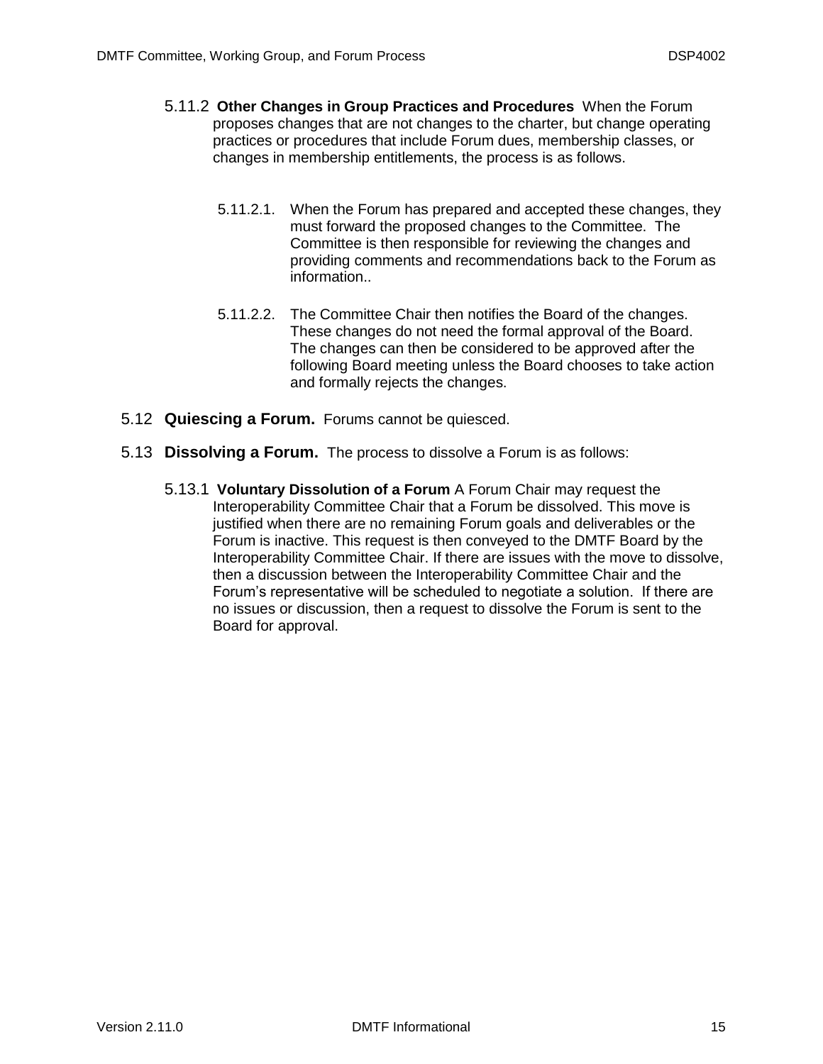#### 5.11.2 **Other Changes in Group Practices and Procedures** When the Forum proposes changes that are not changes to the charter, but change operating practices or procedures that include Forum dues, membership classes, or changes in membership entitlements, the process is as follows.

5.11.2.1. When the Forum has prepared and accepted these changes, they must forward the proposed changes to the Committee. The Committee is then responsible for reviewing the changes and providing comments and recommendations back to the Forum as information..

5.11.2.2. The Committee Chair then notifies the Board of the changes. These changes do not need the formal approval of the Board. The changes can then be considered to be approved after the following Board meeting unless the Board chooses to take action and formally rejects the changes.

### 5.12 **Quiescing a Forum.** Forums cannot be quiesced.

### 5.13 **Dissolving a Forum.** The process to dissolve a Forum is as follows:

#### 5.13.1 **Voluntary Dissolution of a Forum** A Forum Chair may request the Interoperability Committee Chair that a Forum be dissolved. This move is justified when there are no remaining Forum goals and deliverables or the Forum is inactive. This request is then conveyed to the DMTF Board by the Interoperability Committee Chair. If there are issues with the move to dissolve, then a discussion between the Interoperability Committee Chair and the Forum's representative will be scheduled to negotiate a solution. If there are no issues or discussion, then a request to dissolve the Forum is sent to the Board for approval.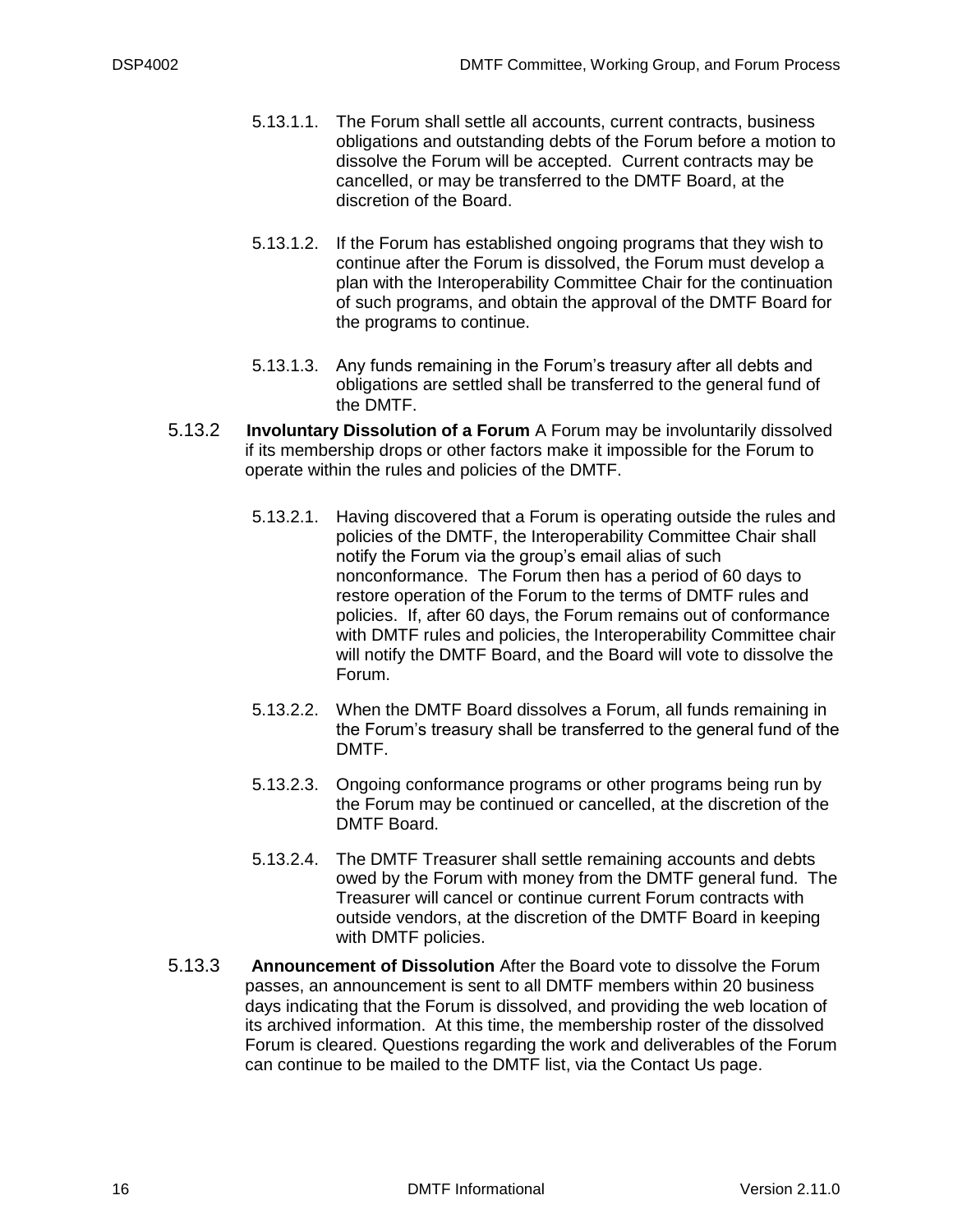5.13.1.1. The Forum shall settle all accounts, current contracts, business obligations and outstanding debts of the Forum before a motion to dissolve the Forum will be accepted. Current contracts may be cancelled, or may be transferred to the DMTF Board, at the discretion of the Board.

5.13.1.2. If the Forum has established ongoing programs that they wish to continue after the Forum is dissolved, the Forum must develop a plan with the Interoperability Committee Chair for the continuation of such programs, and obtain the approval of the DMTF Board for the programs to continue.

5.13.1.3. Any funds remaining in the Forum's treasury after all debts and obligations are settled shall be transferred to the general fund of the DMTF.

5.13.2 **Involuntary Dissolution of a Forum** A Forum may be involuntarily dissolved if its membership drops or other factors make it impossible for the Forum to operate within the rules and policies of the DMTF.

5.13.2.1. Having discovered that a Forum is operating outside the rules and policies of the DMTF, the Interoperability Committee Chair shall notify the Forum via the group's email alias of such nonconformance. The Forum then has a period of 60 days to restore operation of the Forum to the terms of DMTF rules and policies. If, after 60 days, the Forum remains out of conformance with DMTF rules and policies, the Interoperability Committee chair will notify the DMTF Board, and the Board will vote to dissolve the Forum.

5.13.2.2. When the DMTF Board dissolves a Forum, all funds remaining in the Forum's treasury shall be transferred to the general fund of the DMTF.

5.13.2.3. Ongoing conformance programs or other programs being run by the Forum may be continued or cancelled, at the discretion of the DMTF Board.

5.13.2.4. The DMTF Treasurer shall settle remaining accounts and debts owed by the Forum with money from the DMTF general fund. The Treasurer will cancel or continue current Forum contracts with outside vendors, at the discretion of the DMTF Board in keeping with DMTF policies.

5.13.3 **Announcement of Dissolution** After the Board vote to dissolve the Forum passes, an announcement is sent to all DMTF members within 20 business days indicating that the Forum is dissolved, and providing the web location of its archived information. At this time, the membership roster of the dissolved Forum is cleared. Questions regarding the work and deliverables of the Forum can continue to be mailed to the DMTF list, via the Contact Us page.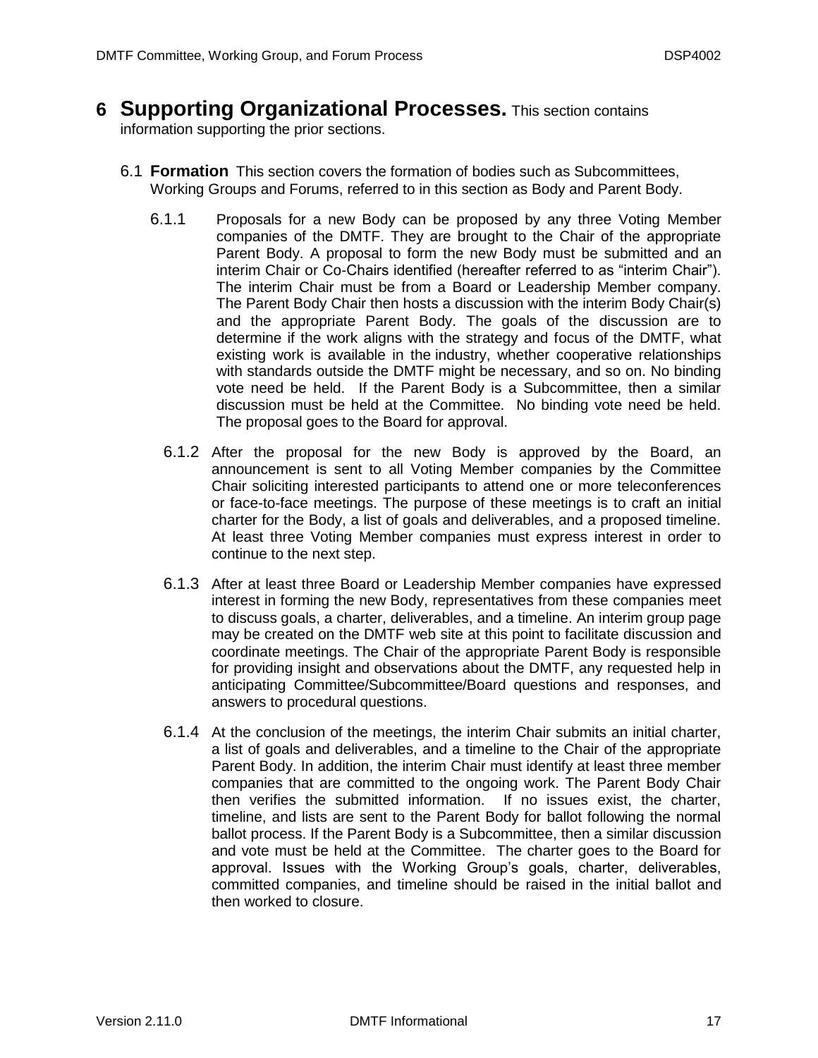# 6 Supporting Organizational Processes.

This section contains information supporting the prior sections.

## 6.1 Formation

This section covers the formation of bodies such as Subcommittees, Working Groups and Forums, referred to in this section as Body and Parent Body.

**6.1.1** Proposals for a new Body can be proposed by any three Voting Member companies of the DMTF. They are brought to the Chair of the appropriate Parent Body. A proposal to form the new Body must be submitted and an interim Chair or Co-Chairs identified (hereafter referred to as “interim Chair”). The interim Chair must be from a Board or Leadership Member company. The Parent Body Chair then hosts a discussion with the interim Body Chair(s) and the appropriate Parent Body. The goals of the discussion are to determine if the work aligns with the strategy and focus of the DMTF, what existing work is available in the industry, whether cooperative relationships with standards outside the DMTF might be necessary, and so on. No binding vote need be held. If the Parent Body is a Subcommittee, then a similar discussion must be held at the Committee. No binding vote need be held. The proposal goes to the Board for approval.

**6.1.2** After the proposal for the new Body is approved by the Board, an announcement is sent to all Voting Member companies by the Committee Chair soliciting interested participants to attend one or more teleconferences or face-to-face meetings. The purpose of these meetings is to craft an initial charter for the Body, a list of goals and deliverables, and a proposed timeline. At least three Voting Member companies must express interest in order to continue to the next step.

**6.1.3** After at least three Board or Leadership Member companies have expressed interest in forming the new Body, representatives from these companies meet to discuss goals, a charter, deliverables, and a timeline. An interim group page may be created on the DMTF web site at this point to facilitate discussion and coordinate meetings. The Chair of the appropriate Parent Body is responsible for providing insight and observations about the DMTF, any requested help in anticipating Committee/Subcommittee/Board questions and responses, and answers to procedural questions.

**6.1.4** At the conclusion of the meetings, the interim Chair submits an initial charter, a list of goals and deliverables, and a timeline to the Chair of the appropriate Parent Body. In addition, the interim Chair must identify at least three member companies that are committed to the ongoing work. The Parent Body Chair then verifies the submitted information. If no issues exist, the charter, timeline, and lists are sent to the Parent Body for ballot following the normal ballot process. If the Parent Body is a Subcommittee, then a similar discussion and vote must be held at the Committee. The charter goes to the Board for approval. Issues with the Working Group’s goals, charter, deliverables, committed companies, and timeline should be raised in the initial ballot and then worked to closure.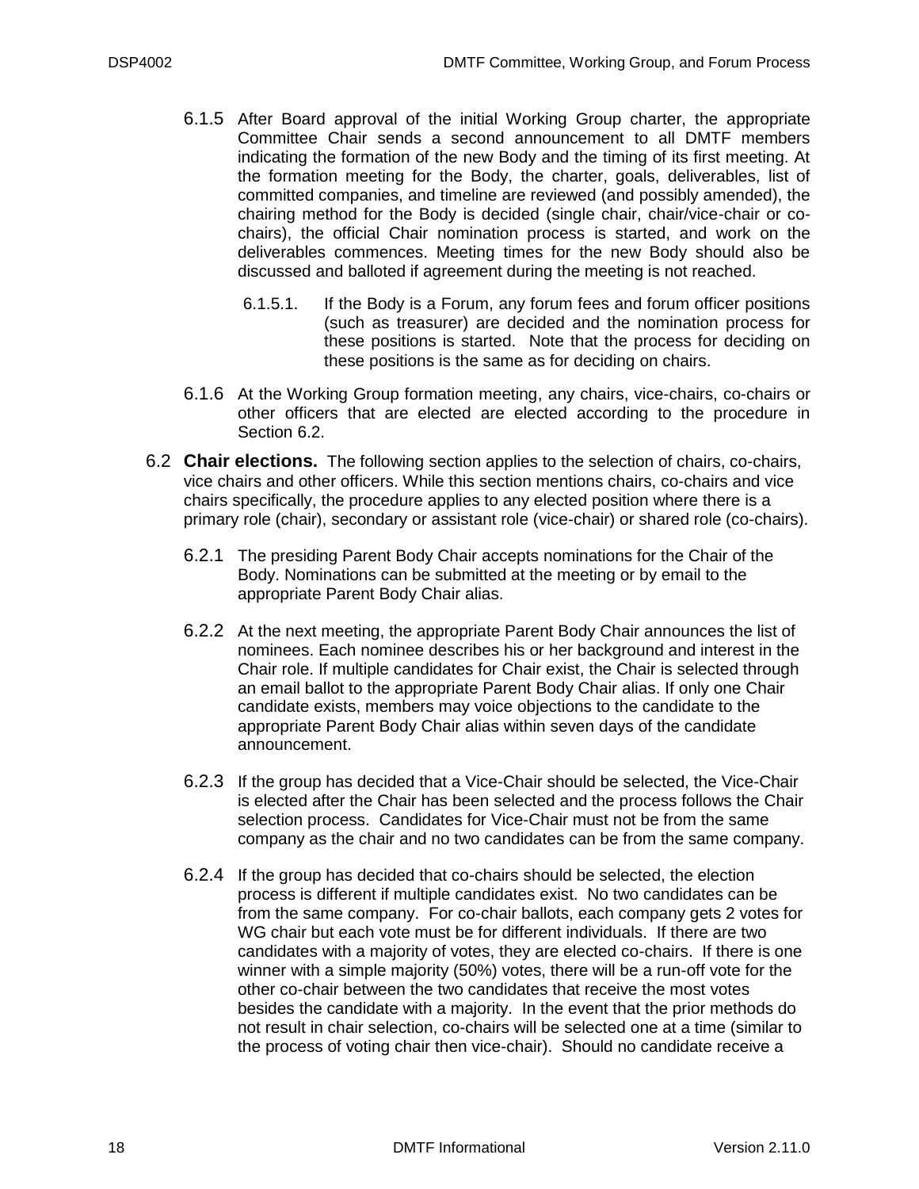6.1.5 After Board approval of the initial Working Group charter, the appropriate Committee Chair sends a second announcement to all DMTF members indicating the formation of the new Body and the timing of its first meeting. At the formation meeting for the Body, the charter, goals, deliverables, list of committed companies, and timeline are reviewed (and possibly amended), the chairing method for the Body is decided (single chair, chair/vice-chair or co-chairs), the official Chair nomination process is started, and work on the deliverables commences. Meeting times for the new Body should also be discussed and balloted if agreement during the meeting is not reached.

6.1.5.1. If the Body is a Forum, any forum fees and forum officer positions (such as treasurer) are decided and the nomination process for these positions is started. Note that the process for deciding on these positions is the same as for deciding on chairs.

6.1.6 At the Working Group formation meeting, any chairs, vice-chairs, co-chairs or other officers that are elected are elected according to the procedure in Section 6.2.

## 6.2 Chair elections.

The following section applies to the selection of chairs, co-chairs, vice chairs and other officers. While this section mentions chairs, co-chairs and vice chairs specifically, the procedure applies to any elected position where there is a primary role (chair), secondary or assistant role (vice-chair) or shared role (co-chairs).

6.2.1 The presiding Parent Body Chair accepts nominations for the Chair of the Body. Nominations can be submitted at the meeting or by email to the appropriate Parent Body Chair alias.

6.2.2 At the next meeting, the appropriate Parent Body Chair announces the list of nominees. Each nominee describes his or her background and interest in the Chair role. If multiple candidates for Chair exist, the Chair is selected through an email ballot to the appropriate Parent Body Chair alias. If only one Chair candidate exists, members may voice objections to the candidate to the appropriate Parent Body Chair alias within seven days of the candidate announcement.

6.2.3 If the group has decided that a Vice-Chair should be selected, the Vice-Chair is elected after the Chair has been selected and the process follows the Chair selection process. Candidates for Vice-Chair must not be from the same company as the chair and no two candidates can be from the same company.

6.2.4 If the group has decided that co-chairs should be selected, the election process is different if multiple candidates exist. No two candidates can be from the same company. For co-chair ballots, each company gets 2 votes for WG chair but each vote must be for different individuals. If there are two candidates with a majority of votes, they are elected co-chairs. If there is one winner with a simple majority (50%) votes, there will be a run-off vote for the other co-chair between the two candidates that receive the most votes besides the candidate with a majority. In the event that the prior methods do not result in chair selection, co-chairs will be selected one at a time (similar to the process of voting chair then vice-chair). Should no candidate receive a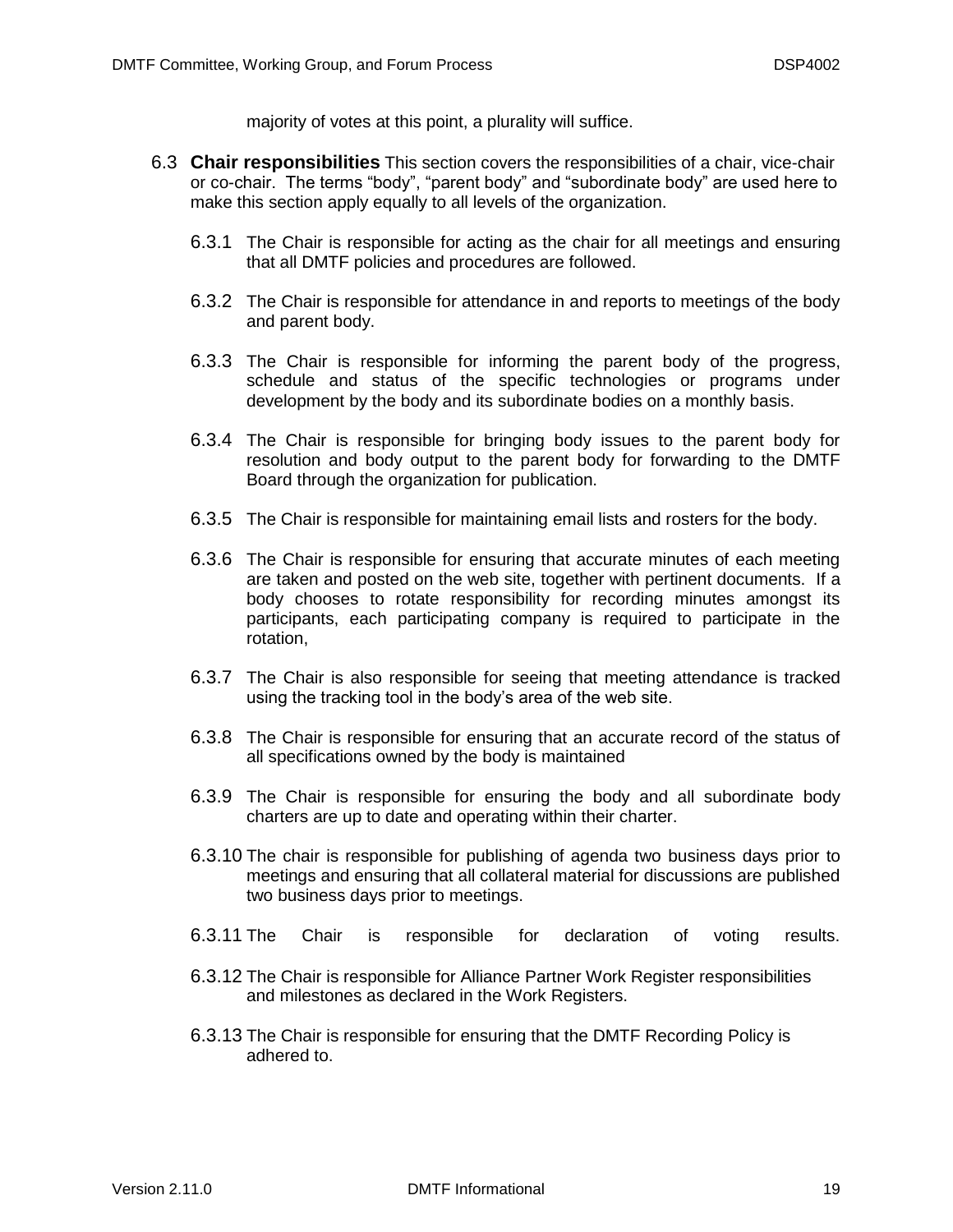majority of votes at this point, a plurality will suffice.

6.3 **Chair responsibilities** This section covers the responsibilities of a chair, vice-chair or co-chair. The terms "body", "parent body" and "subordinate body" are used here to make this section apply equally to all levels of the organization.

6.3.1 The Chair is responsible for acting as the chair for all meetings and ensuring that all DMTF policies and procedures are followed.

6.3.2 The Chair is responsible for attendance in and reports to meetings of the body and parent body.

6.3.3 The Chair is responsible for informing the parent body of the progress, schedule and status of the specific technologies or programs under development by the body and its subordinate bodies on a monthly basis.

6.3.4 The Chair is responsible for bringing body issues to the parent body for resolution and body output to the parent body for forwarding to the DMTF Board through the organization for publication.

6.3.5 The Chair is responsible for maintaining email lists and rosters for the body.

6.3.6 The Chair is responsible for ensuring that accurate minutes of each meeting are taken and posted on the web site, together with pertinent documents. If a body chooses to rotate responsibility for recording minutes amongst its participants, each participating company is required to participate in the rotation,

6.3.7 The Chair is also responsible for seeing that meeting attendance is tracked using the tracking tool in the body's area of the web site.

6.3.8 The Chair is responsible for ensuring that an accurate record of the status of all specifications owned by the body is maintained

6.3.9 The Chair is responsible for ensuring the body and all subordinate body charters are up to date and operating within their charter.

6.3.10 The chair is responsible for publishing of agenda two business days prior to meetings and ensuring that all collateral material for discussions are published two business days prior to meetings.

6.3.11 The Chair is responsible for declaration of voting results.

6.3.12 The Chair is responsible for Alliance Partner Work Register responsibilities and milestones as declared in the Work Registers.

6.3.13 The Chair is responsible for ensuring that the DMTF Recording Policy is adhered to.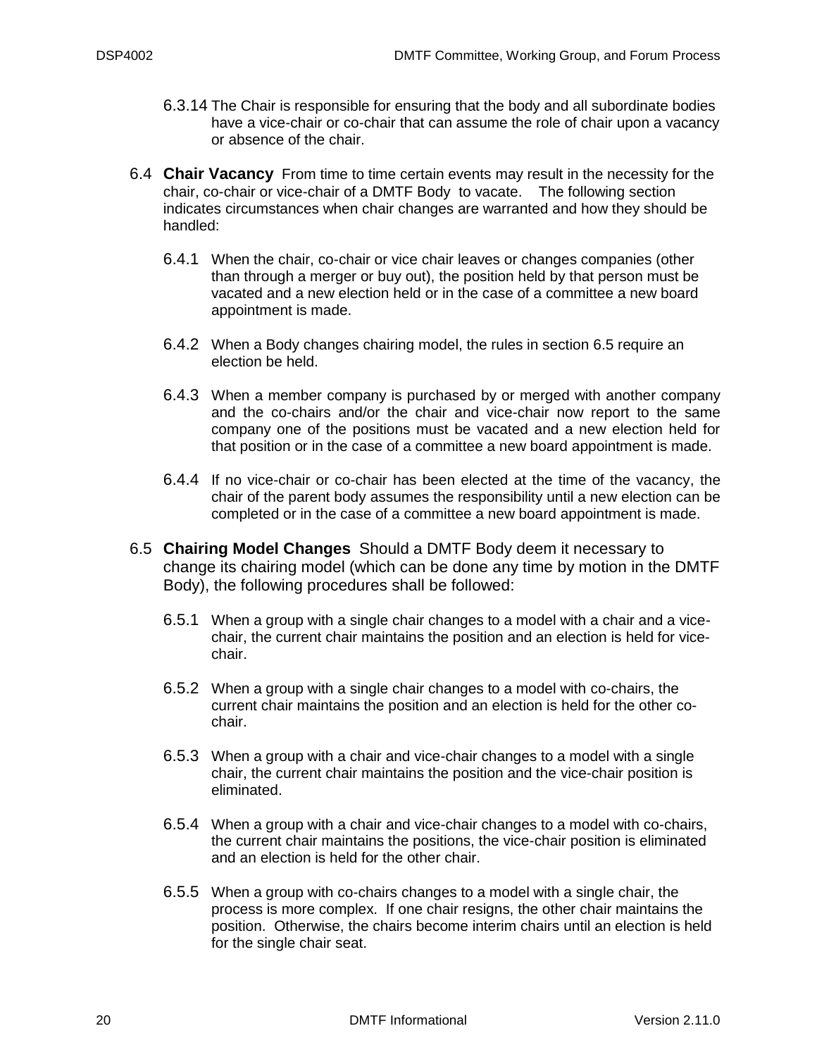6.3.14 The Chair is responsible for ensuring that the body and all subordinate bodies have a vice-chair or co-chair that can assume the role of chair upon a vacancy or absence of the chair.

6.4 **Chair Vacancy** From time to time certain events may result in the necessity for the chair, co-chair or vice-chair of a DMTF Body to vacate. The following section indicates circumstances when chair changes are warranted and how they should be handled:

6.4.1 When the chair, co-chair or vice chair leaves or changes companies (other than through a merger or buy out), the position held by that person must be vacated and a new election held or in the case of a committee a new board appointment is made.

6.4.2 When a Body changes chairing model, the rules in section 6.5 require an election be held.

6.4.3 When a member company is purchased by or merged with another company and the co-chairs and/or the chair and vice-chair now report to the same company one of the positions must be vacated and a new election held for that position or in the case of a committee a new board appointment is made.

6.4.4 If no vice-chair or co-chair has been elected at the time of the vacancy, the chair of the parent body assumes the responsibility until a new election can be completed or in the case of a committee a new board appointment is made.

6.5 **Chairing Model Changes** Should a DMTF Body deem it necessary to change its chairing model (which can be done any time by motion in the DMTF Body), the following procedures shall be followed:

6.5.1 When a group with a single chair changes to a model with a chair and a vice-chair, the current chair maintains the position and an election is held for vice-chair.

6.5.2 When a group with a single chair changes to a model with co-chairs, the current chair maintains the position and an election is held for the other co-chair.

6.5.3 When a group with a chair and vice-chair changes to a model with a single chair, the current chair maintains the position and the vice-chair position is eliminated.

6.5.4 When a group with a chair and vice-chair changes to a model with co-chairs, the current chair maintains the positions, the vice-chair position is eliminated and an election is held for the other chair.

6.5.5 When a group with co-chairs changes to a model with a single chair, the process is more complex. If one chair resigns, the other chair maintains the position. Otherwise, the chairs become interim chairs until an election is held for the single chair seat.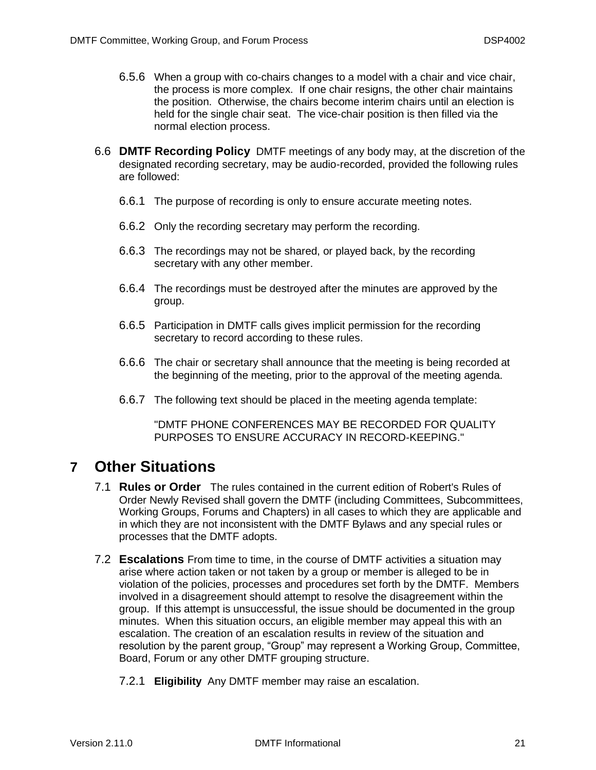6.5.6 When a group with co-chairs changes to a model with a chair and vice chair, the process is more complex. If one chair resigns, the other chair maintains the position. Otherwise, the chairs become interim chairs until an election is held for the single chair seat. The vice-chair position is then filled via the normal election process.

6.6 **DMTF Recording Policy** DMTF meetings of any body may, at the discretion of the designated recording secretary, may be audio-recorded, provided the following rules are followed:

6.6.1 The purpose of recording is only to ensure accurate meeting notes.

6.6.2 Only the recording secretary may perform the recording.

6.6.3 The recordings may not be shared, or played back, by the recording secretary with any other member.

6.6.4 The recordings must be destroyed after the minutes are approved by the group.

6.6.5 Participation in DMTF calls gives implicit permission for the recording secretary to record according to these rules.

6.6.6 The chair or secretary shall announce that the meeting is being recorded at the beginning of the meeting, prior to the approval of the meeting agenda.

6.6.7 The following text should be placed in the meeting agenda template:

"DMTF PHONE CONFERENCES MAY BE RECORDED FOR QUALITY PURPOSES TO ENSURE ACCURACY IN RECORD-KEEPING."

# 7 Other Situations

7.1 **Rules or Order** The rules contained in the current edition of Robert's Rules of Order Newly Revised shall govern the DMTF (including Committees, Subcommittees, Working Groups, Forums and Chapters) in all cases to which they are applicable and in which they are not inconsistent with the DMTF Bylaws and any special rules or processes that the DMTF adopts.

7.2 **Escalations** From time to time, in the course of DMTF activities a situation may arise where action taken or not taken by a group or member is alleged to be in violation of the policies, processes and procedures set forth by the DMTF. Members involved in a disagreement should attempt to resolve the disagreement within the group. If this attempt is unsuccessful, the issue should be documented in the group minutes. When this situation occurs, an eligible member may appeal this with an escalation. The creation of an escalation results in review of the situation and resolution by the parent group, "Group" may represent a Working Group, Committee, Board, Forum or any other DMTF grouping structure.

7.2.1 **Eligibility** Any DMTF member may raise an escalation.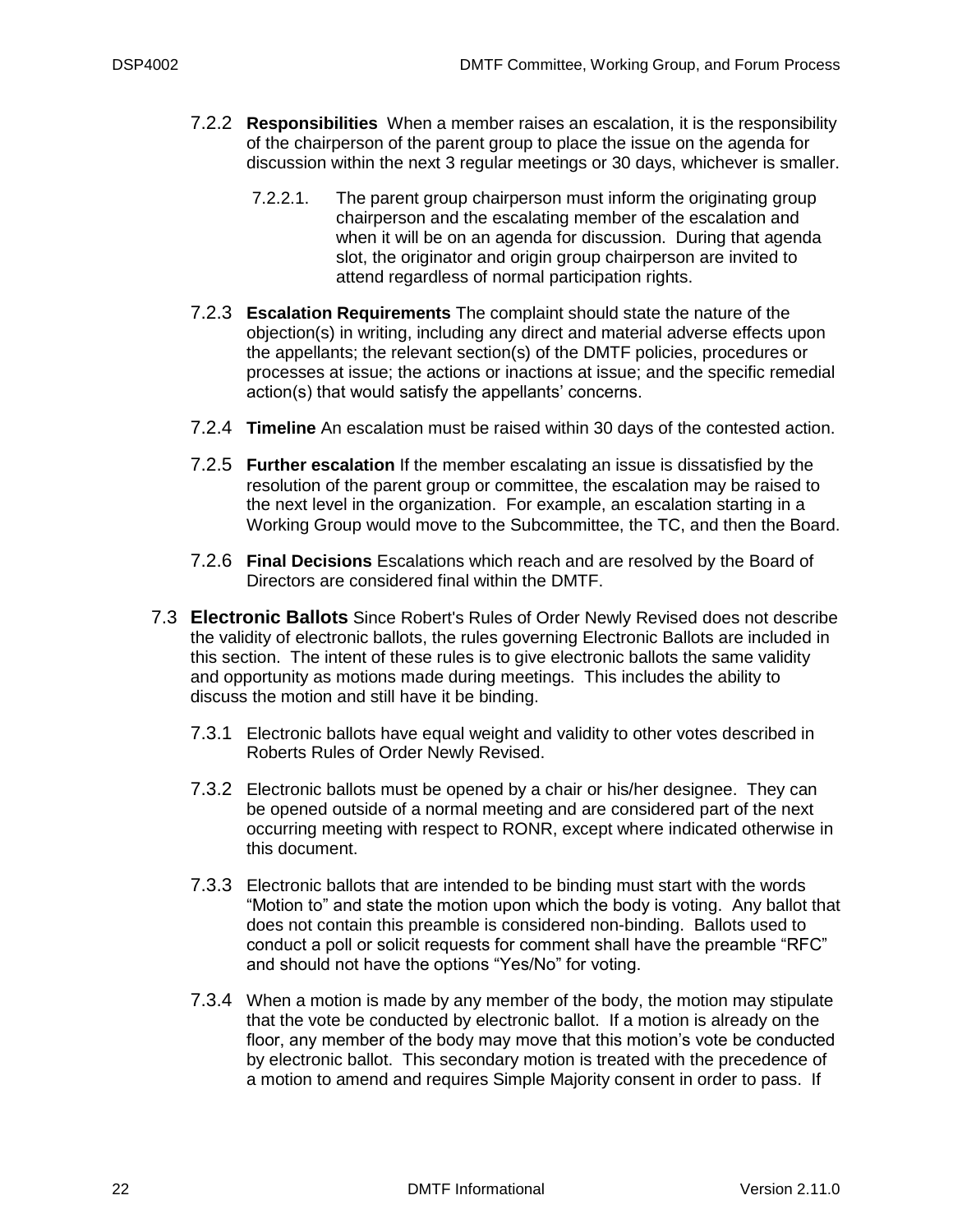7.2.2 **Responsibilities** When a member raises an escalation, it is the responsibility of the chairperson of the parent group to place the issue on the agenda for discussion within the next 3 regular meetings or 30 days, whichever is smaller.

7.2.2.1. The parent group chairperson must inform the originating group chairperson and the escalating member of the escalation and when it will be on an agenda for discussion. During that agenda slot, the originator and origin group chairperson are invited to attend regardless of normal participation rights.

7.2.3 **Escalation Requirements** The complaint should state the nature of the objection(s) in writing, including any direct and material adverse effects upon the appellants; the relevant section(s) of the DMTF policies, procedures or processes at issue; the actions or inactions at issue; and the specific remedial action(s) that would satisfy the appellants' concerns.

7.2.4 **Timeline** An escalation must be raised within 30 days of the contested action.

7.2.5 **Further escalation** If the member escalating an issue is dissatisfied by the resolution of the parent group or committee, the escalation may be raised to the next level in the organization. For example, an escalation starting in a Working Group would move to the Subcommittee, the TC, and then the Board.

7.2.6 **Final Decisions** Escalations which reach and are resolved by the Board of Directors are considered final within the DMTF.

### 7.3 Electronic Ballots

**Electronic Ballots** Since Robert's Rules of Order Newly Revised does not describe the validity of electronic ballots, the rules governing Electronic Ballots are included in this section. The intent of these rules is to give electronic ballots the same validity and opportunity as motions made during meetings. This includes the ability to discuss the motion and still have it be binding.

7.3.1 Electronic ballots have equal weight and validity to other votes described in Roberts Rules of Order Newly Revised.

7.3.2 Electronic ballots must be opened by a chair or his/her designee. They can be opened outside of a normal meeting and are considered part of the next occurring meeting with respect to RONR, except where indicated otherwise in this document.

7.3.3 Electronic ballots that are intended to be binding must start with the words "Motion to" and state the motion upon which the body is voting. Any ballot that does not contain this preamble is considered non-binding. Ballots used to conduct a poll or solicit requests for comment shall have the preamble "RFC" and should not have the options "Yes/No" for voting.

7.3.4 When a motion is made by any member of the body, the motion may stipulate that the vote be conducted by electronic ballot. If a motion is already on the floor, any member of the body may move that this motion's vote be conducted by electronic ballot. This secondary motion is treated with the precedence of a motion to amend and requires Simple Majority consent in order to pass. If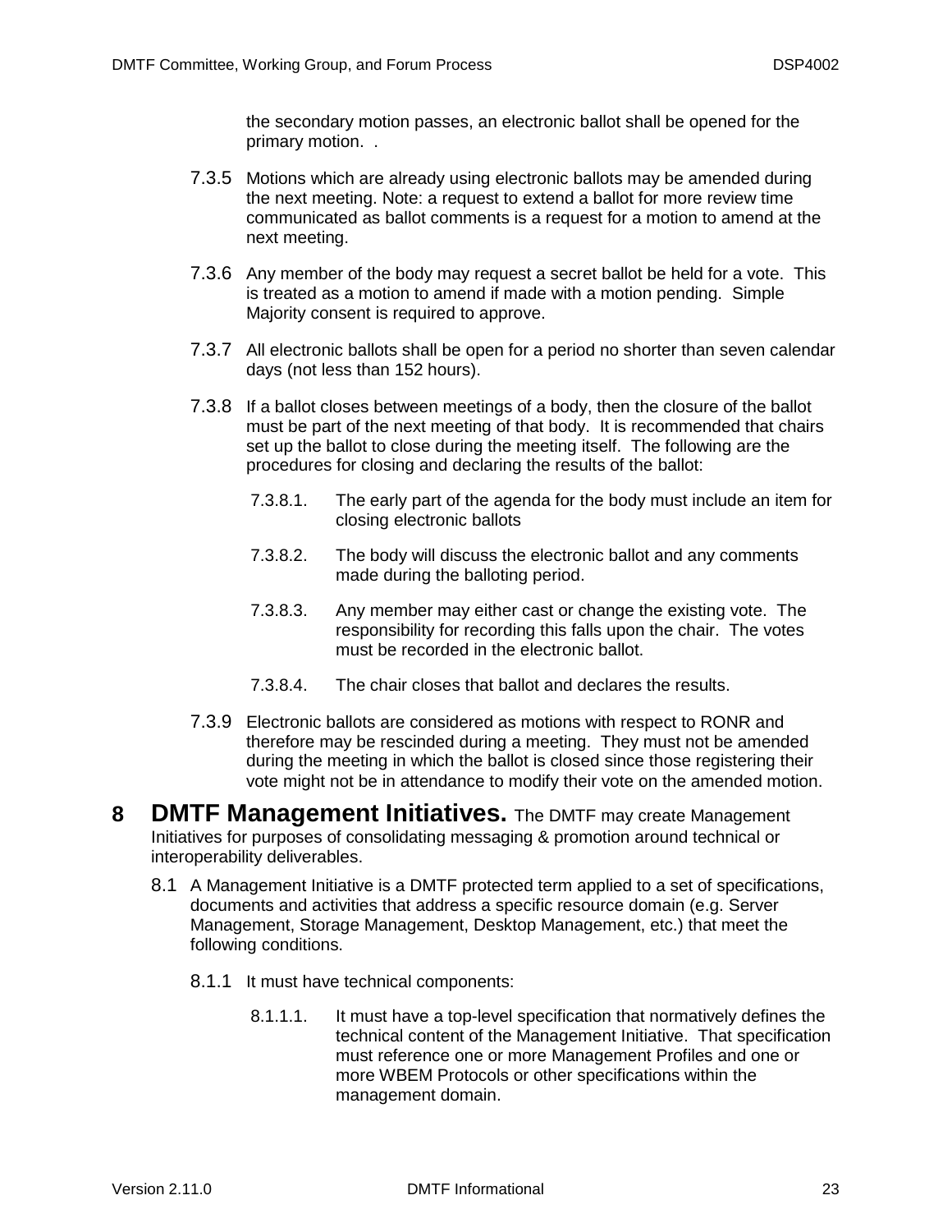the secondary motion passes, an electronic ballot shall be opened for the primary motion.  .

7.3.5 Motions which are already using electronic ballots may be amended during the next meeting. Note: a request to extend a ballot for more review time communicated as ballot comments is a request for a motion to amend at the next meeting.

7.3.6 Any member of the body may request a secret ballot be held for a vote.  This is treated as a motion to amend if made with a motion pending.  Simple Majority consent is required to approve.

7.3.7 All electronic ballots shall be open for a period no shorter than seven calendar days (not less than 152 hours).

7.3.8 If a ballot closes between meetings of a body, then the closure of the ballot must be part of the next meeting of that body.  It is recommended that chairs set up the ballot to close during the meeting itself.  The following are the procedures for closing and declaring the results of the ballot:

7.3.8.1. The early part of the agenda for the body must include an item for closing electronic ballots

7.3.8.2. The body will discuss the electronic ballot and any comments made during the balloting period.

7.3.8.3. Any member may either cast or change the existing vote.  The responsibility for recording this falls upon the chair.  The votes must be recorded in the electronic ballot.

7.3.8.4. The chair closes that ballot and declares the results.

7.3.9 Electronic ballots are considered as motions with respect to RONR and therefore may be rescinded during a meeting.  They must not be amended during the meeting in which the ballot is closed since those registering their vote might not be in attendance to modify their vote on the amended motion.

# 8 DMTF Management Initiatives.

The DMTF may create Management Initiatives for purposes of consolidating messaging & promotion around technical or interoperability deliverables.

8.1 A Management Initiative is a DMTF protected term applied to a set of specifications, documents and activities that address a specific resource domain (e.g. Server Management, Storage Management, Desktop Management, etc.) that meet the following conditions.

8.1.1 It must have technical components:

8.1.1.1. It must have a top-level specification that normatively defines the technical content of the Management Initiative.  That specification must reference one or more Management Profiles and one or more WBEM Protocols or other specifications within the management domain.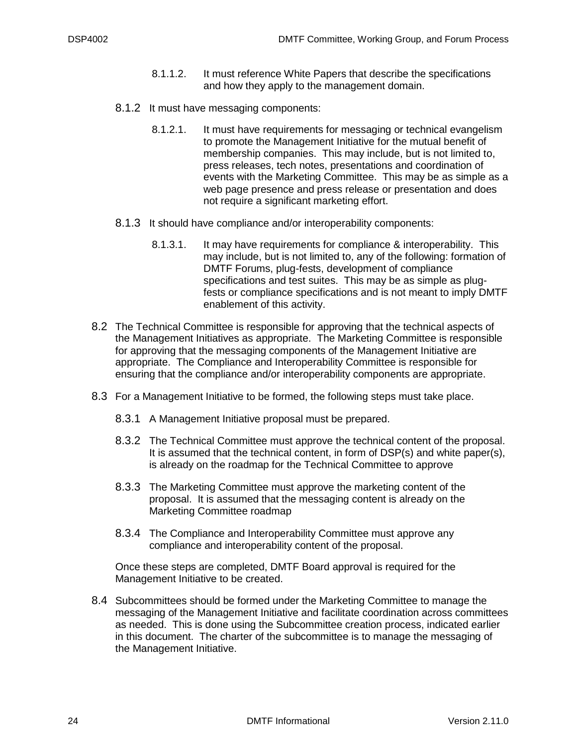8.1.1.2. It must reference White Papers that describe the specifications and how they apply to the management domain.

8.1.2 It must have messaging components:

8.1.2.1. It must have requirements for messaging or technical evangelism to promote the Management Initiative for the mutual benefit of membership companies. This may include, but is not limited to, press releases, tech notes, presentations and coordination of events with the Marketing Committee. This may be as simple as a web page presence and press release or presentation and does not require a significant marketing effort.

8.1.3 It should have compliance and/or interoperability components:

8.1.3.1. It may have requirements for compliance & interoperability. This may include, but is not limited to, any of the following: formation of DMTF Forums, plug-fests, development of compliance specifications and test suites. This may be as simple as plug-fests or compliance specifications and is not meant to imply DMTF enablement of this activity.

8.2 The Technical Committee is responsible for approving that the technical aspects of the Management Initiatives as appropriate. The Marketing Committee is responsible for approving that the messaging components of the Management Initiative are appropriate. The Compliance and Interoperability Committee is responsible for ensuring that the compliance and/or interoperability components are appropriate.

8.3 For a Management Initiative to be formed, the following steps must take place.

8.3.1 A Management Initiative proposal must be prepared.

8.3.2 The Technical Committee must approve the technical content of the proposal. It is assumed that the technical content, in form of DSP(s) and white paper(s), is already on the roadmap for the Technical Committee to approve

8.3.3 The Marketing Committee must approve the marketing content of the proposal. It is assumed that the messaging content is already on the Marketing Committee roadmap

8.3.4 The Compliance and Interoperability Committee must approve any compliance and interoperability content of the proposal.

Once these steps are completed, DMTF Board approval is required for the Management Initiative to be created.

8.4 Subcommittees should be formed under the Marketing Committee to manage the messaging of the Management Initiative and facilitate coordination across committees as needed. This is done using the Subcommittee creation process, indicated earlier in this document. The charter of the subcommittee is to manage the messaging of the Management Initiative.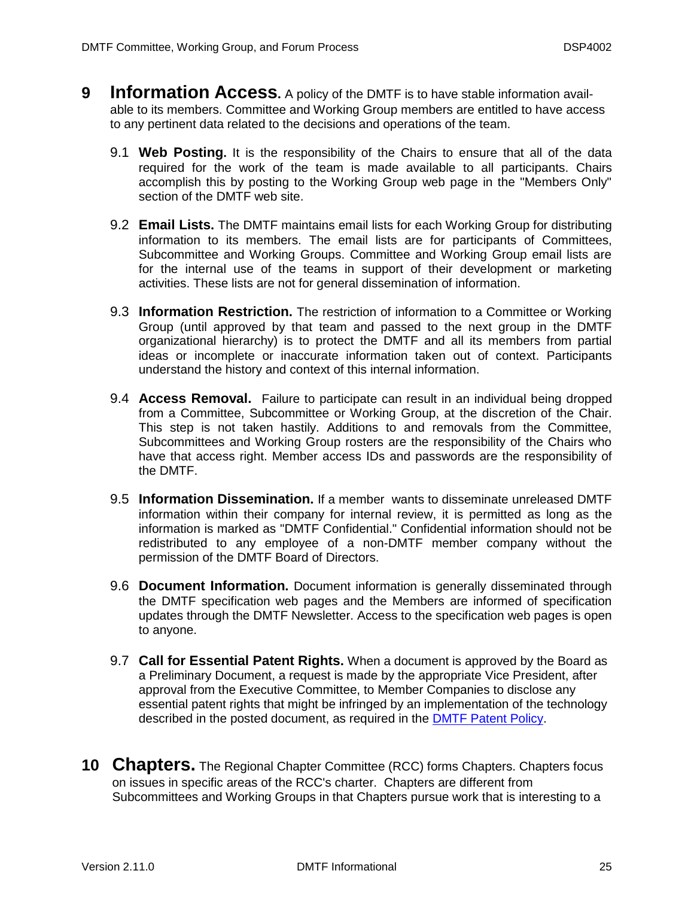# 9 Information Access.

A policy of the DMTF is to have stable information available to its members. Committee and Working Group members are entitled to have access to any pertinent data related to the decisions and operations of the team.

9.1 **Web Posting.** It is the responsibility of the Chairs to ensure that all of the data required for the work of the team is made available to all participants. Chairs accomplish this by posting to the Working Group web page in the "Members Only" section of the DMTF web site.

9.2 **Email Lists.** The DMTF maintains email lists for each Working Group for distributing information to its members. The email lists are for participants of Committees, Subcommittee and Working Groups. Committee and Working Group email lists are for the internal use of the teams in support of their development or marketing activities. These lists are not for general dissemination of information.

9.3 **Information Restriction.** The restriction of information to a Committee or Working Group (until approved by that team and passed to the next group in the DMTF organizational hierarchy) is to protect the DMTF and all its members from partial ideas or incomplete or inaccurate information taken out of context. Participants understand the history and context of this internal information.

9.4 **Access Removal.** Failure to participate can result in an individual being dropped from a Committee, Subcommittee or Working Group, at the discretion of the Chair. This step is not taken hastily. Additions to and removals from the Committee, Subcommittees and Working Group rosters are the responsibility of the Chairs who have that access right. Member access IDs and passwords are the responsibility of the DMTF.

9.5 **Information Dissemination.** If a member wants to disseminate unreleased DMTF information within their company for internal review, it is permitted as long as the information is marked as "DMTF Confidential." Confidential information should not be redistributed to any employee of a non-DMTF member company without the permission of the DMTF Board of Directors.

9.6 **Document Information.** Document information is generally disseminated through the DMTF specification web pages and the Members are informed of specification updates through the DMTF Newsletter. Access to the specification web pages is open to anyone.

9.7 **Call for Essential Patent Rights.** When a document is approved by the Board as a Preliminary Document, a request is made by the appropriate Vice President, after approval from the Executive Committee, to Member Companies to disclose any essential patent rights that might be infringed by an implementation of the technology described in the posted document, as required in the DMTF Patent Policy.

# 10 Chapters.

The Regional Chapter Committee (RCC) forms Chapters. Chapters focus on issues in specific areas of the RCC's charter. Chapters are different from Subcommittees and Working Groups in that Chapters pursue work that is interesting to a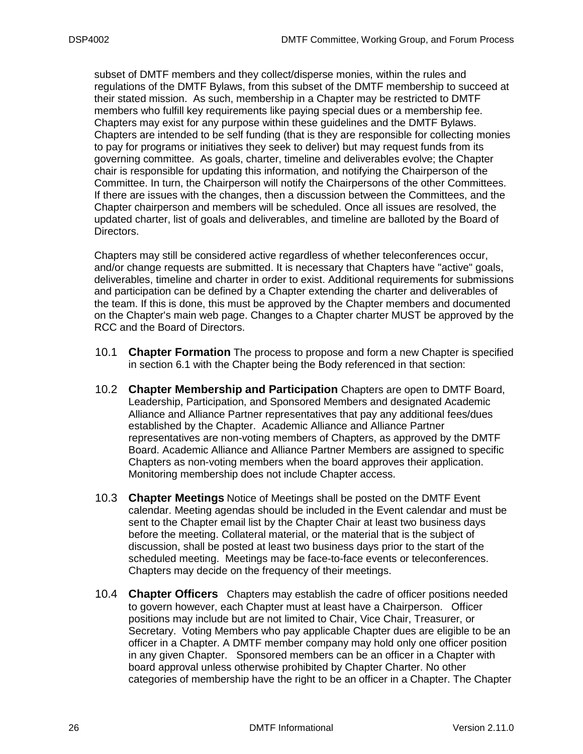subset of DMTF members and they collect/disperse monies, within the rules and regulations of the DMTF Bylaws, from this subset of the DMTF membership to succeed at their stated mission. As such, membership in a Chapter may be restricted to DMTF members who fulfill key requirements like paying special dues or a membership fee. Chapters may exist for any purpose within these guidelines and the DMTF Bylaws. Chapters are intended to be self funding (that is they are responsible for collecting monies to pay for programs or initiatives they seek to deliver) but may request funds from its governing committee. As goals, charter, timeline and deliverables evolve; the Chapter chair is responsible for updating this information, and notifying the Chairperson of the Committee. In turn, the Chairperson will notify the Chairpersons of the other Committees. If there are issues with the changes, then a discussion between the Committees, and the Chapter chairperson and members will be scheduled. Once all issues are resolved, the updated charter, list of goals and deliverables, and timeline are balloted by the Board of Directors.

Chapters may still be considered active regardless of whether teleconferences occur, and/or change requests are submitted. It is necessary that Chapters have "active" goals, deliverables, timeline and charter in order to exist. Additional requirements for submissions and participation can be defined by a Chapter extending the charter and deliverables of the team. If this is done, this must be approved by the Chapter members and documented on the Chapter's main web page. Changes to a Chapter charter MUST be approved by the RCC and the Board of Directors.

10.1 **Chapter Formation** The process to propose and form a new Chapter is specified in section 6.1 with the Chapter being the Body referenced in that section:

10.2 **Chapter Membership and Participation** Chapters are open to DMTF Board, Leadership, Participation, and Sponsored Members and designated Academic Alliance and Alliance Partner representatives that pay any additional fees/dues established by the Chapter. Academic Alliance and Alliance Partner representatives are non-voting members of Chapters, as approved by the DMTF Board. Academic Alliance and Alliance Partner Members are assigned to specific Chapters as non-voting members when the board approves their application. Monitoring membership does not include Chapter access.

10.3 **Chapter Meetings** Notice of Meetings shall be posted on the DMTF Event calendar. Meeting agendas should be included in the Event calendar and must be sent to the Chapter email list by the Chapter Chair at least two business days before the meeting. Collateral material, or the material that is the subject of discussion, shall be posted at least two business days prior to the start of the scheduled meeting. Meetings may be face-to-face events or teleconferences. Chapters may decide on the frequency of their meetings.

10.4 **Chapter Officers** Chapters may establish the cadre of officer positions needed to govern however, each Chapter must at least have a Chairperson. Officer positions may include but are not limited to Chair, Vice Chair, Treasurer, or Secretary. Voting Members who pay applicable Chapter dues are eligible to be an officer in a Chapter. A DMTF member company may hold only one officer position in any given Chapter. Sponsored members can be an officer in a Chapter with board approval unless otherwise prohibited by Chapter Charter. No other categories of membership have the right to be an officer in a Chapter. The Chapter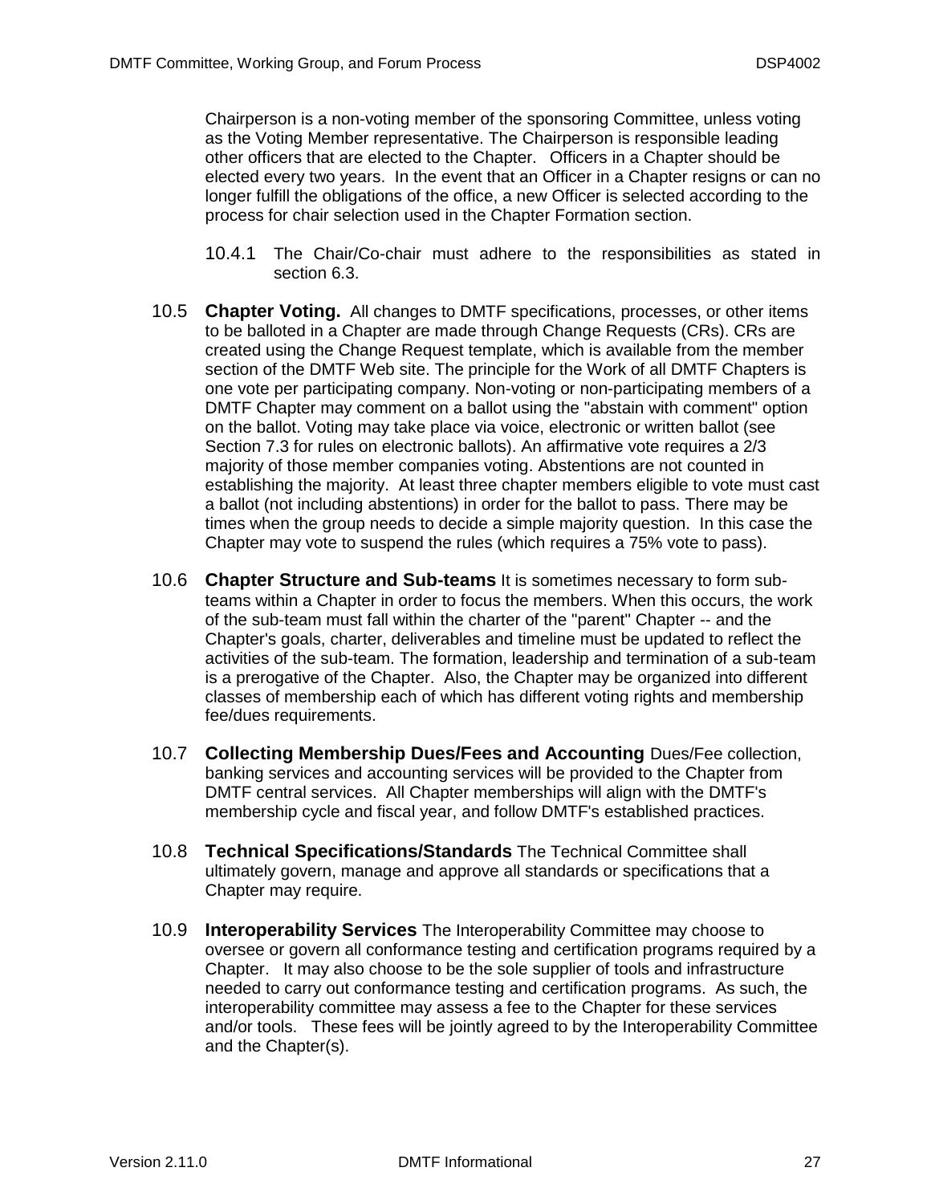Chairperson is a non-voting member of the sponsoring Committee, unless voting as the Voting Member representative. The Chairperson is responsible leading other officers that are elected to the Chapter.   Officers in a Chapter should be elected every two years.  In the event that an Officer in a Chapter resigns or can no longer fulfill the obligations of the office, a new Officer is selected according to the process for chair selection used in the Chapter Formation section.

10.4.1 The Chair/Co-chair must adhere to the responsibilities as stated in section 6.3.

10.5 **Chapter Voting.** All changes to DMTF specifications, processes, or other items to be balloted in a Chapter are made through Change Requests (CRs). CRs are created using the Change Request template, which is available from the member section of the DMTF Web site. The principle for the Work of all DMTF Chapters is one vote per participating company. Non-voting or non-participating members of a DMTF Chapter may comment on a ballot using the "abstain with comment" option on the ballot. Voting may take place via voice, electronic or written ballot (see Section 7.3 for rules on electronic ballots). An affirmative vote requires a 2/3 majority of those member companies voting. Abstentions are not counted in establishing the majority.  At least three chapter members eligible to vote must cast a ballot (not including abstentions) in order for the ballot to pass. There may be times when the group needs to decide a simple majority question.  In this case the Chapter may vote to suspend the rules (which requires a 75% vote to pass).

10.6 **Chapter Structure and Sub-teams** It is sometimes necessary to form sub-teams within a Chapter in order to focus the members. When this occurs, the work of the sub-team must fall within the charter of the "parent" Chapter -- and the Chapter's goals, charter, deliverables and timeline must be updated to reflect the activities of the sub-team. The formation, leadership and termination of a sub-team is a prerogative of the Chapter.  Also, the Chapter may be organized into different classes of membership each of which has different voting rights and membership fee/dues requirements.

10.7 **Collecting Membership Dues/Fees and Accounting** Dues/Fee collection, banking services and accounting services will be provided to the Chapter from DMTF central services.  All Chapter memberships will align with the DMTF's membership cycle and fiscal year, and follow DMTF's established practices.

10.8 **Technical Specifications/Standards** The Technical Committee shall ultimately govern, manage and approve all standards or specifications that a Chapter may require.

10.9 **Interoperability Services** The Interoperability Committee may choose to oversee or govern all conformance testing and certification programs required by a Chapter.   It may also choose to be the sole supplier of tools and infrastructure needed to carry out conformance testing and certification programs.  As such, the interoperability committee may assess a fee to the Chapter for these services and/or tools.   These fees will be jointly agreed to by the Interoperability Committee and the Chapter(s).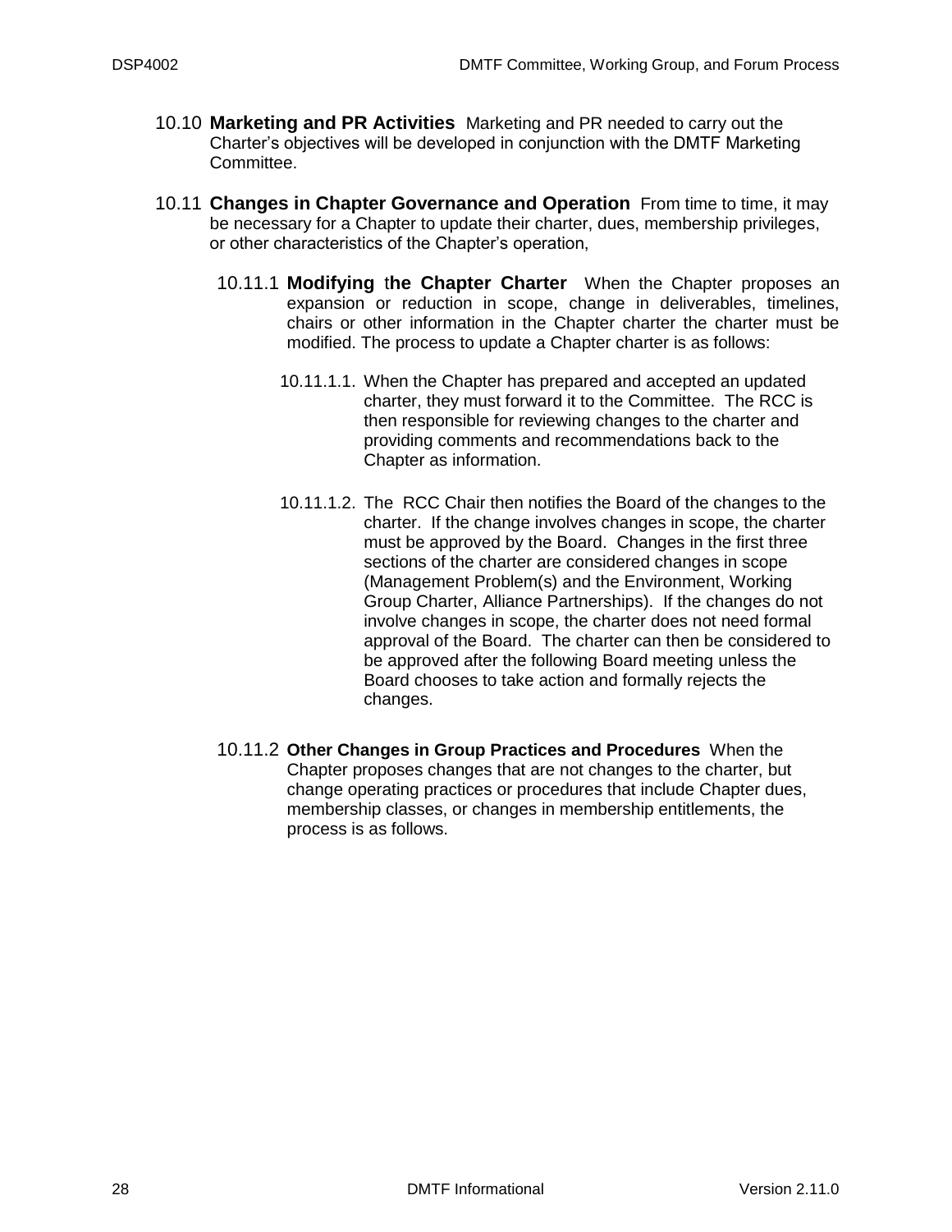10.10 **Marketing and PR Activities** Marketing and PR needed to carry out the Charter's objectives will be developed in conjunction with the DMTF Marketing Committee.

10.11 **Changes in Chapter Governance and Operation** From time to time, it may be necessary for a Chapter to update their charter, dues, membership privileges, or other characteristics of the Chapter's operation,

10.11.1 **Modifying the Chapter Charter** When the Chapter proposes an expansion or reduction in scope, change in deliverables, timelines, chairs or other information in the Chapter charter the charter must be modified. The process to update a Chapter charter is as follows:

10.11.1.1. When the Chapter has prepared and accepted an updated charter, they must forward it to the Committee. The RCC is then responsible for reviewing changes to the charter and providing comments and recommendations back to the Chapter as information.

10.11.1.2. The RCC Chair then notifies the Board of the changes to the charter. If the change involves changes in scope, the charter must be approved by the Board. Changes in the first three sections of the charter are considered changes in scope (Management Problem(s) and the Environment, Working Group Charter, Alliance Partnerships). If the changes do not involve changes in scope, the charter does not need formal approval of the Board. The charter can then be considered to be approved after the following Board meeting unless the Board chooses to take action and formally rejects the changes.

10.11.2 **Other Changes in Group Practices and Procedures** When the Chapter proposes changes that are not changes to the charter, but change operating practices or procedures that include Chapter dues, membership classes, or changes in membership entitlements, the process is as follows.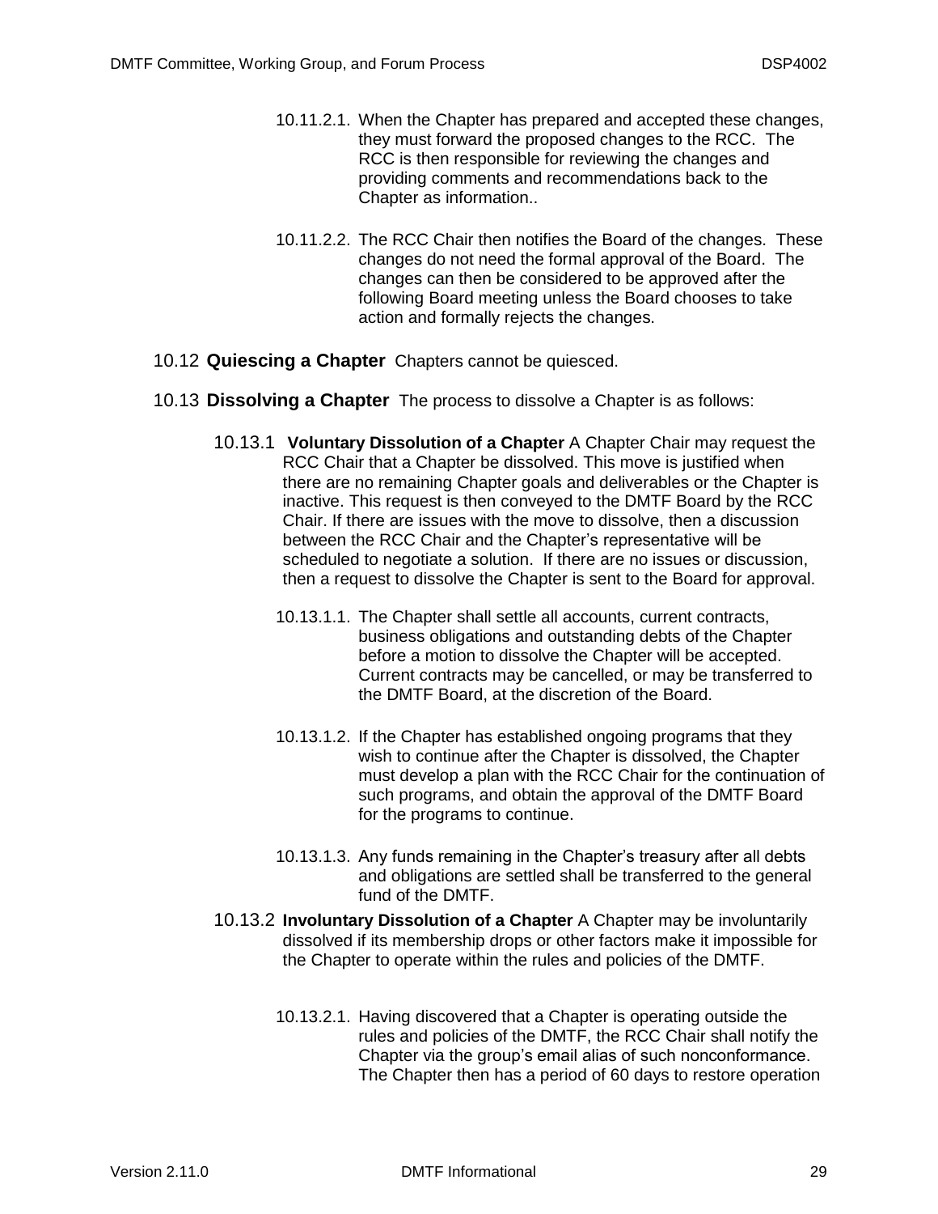10.11.2.1. When the Chapter has prepared and accepted these changes, they must forward the proposed changes to the RCC. The RCC is then responsible for reviewing the changes and providing comments and recommendations back to the Chapter as information..

10.11.2.2. The RCC Chair then notifies the Board of the changes. These changes do not need the formal approval of the Board. The changes can then be considered to be approved after the following Board meeting unless the Board chooses to take action and formally rejects the changes.

## 10.12 **Quiescing a Chapter** Chapters cannot be quiesced.

## 10.13 **Dissolving a Chapter** The process to dissolve a Chapter is as follows:

### 10.13.1 **Voluntary Dissolution of a Chapter** A Chapter Chair may request the RCC Chair that a Chapter be dissolved. This move is justified when there are no remaining Chapter goals and deliverables or the Chapter is inactive. This request is then conveyed to the DMTF Board by the RCC Chair. If there are issues with the move to dissolve, then a discussion between the RCC Chair and the Chapter's representative will be scheduled to negotiate a solution. If there are no issues or discussion, then a request to dissolve the Chapter is sent to the Board for approval.

10.13.1.1. The Chapter shall settle all accounts, current contracts, business obligations and outstanding debts of the Chapter before a motion to dissolve the Chapter will be accepted. Current contracts may be cancelled, or may be transferred to the DMTF Board, at the discretion of the Board.

10.13.1.2. If the Chapter has established ongoing programs that they wish to continue after the Chapter is dissolved, the Chapter must develop a plan with the RCC Chair for the continuation of such programs, and obtain the approval of the DMTF Board for the programs to continue.

10.13.1.3. Any funds remaining in the Chapter's treasury after all debts and obligations are settled shall be transferred to the general fund of the DMTF.

### 10.13.2 **Involuntary Dissolution of a Chapter** A Chapter may be involuntarily dissolved if its membership drops or other factors make it impossible for the Chapter to operate within the rules and policies of the DMTF.

10.13.2.1. Having discovered that a Chapter is operating outside the rules and policies of the DMTF, the RCC Chair shall notify the Chapter via the group's email alias of such nonconformance. The Chapter then has a period of 60 days to restore operation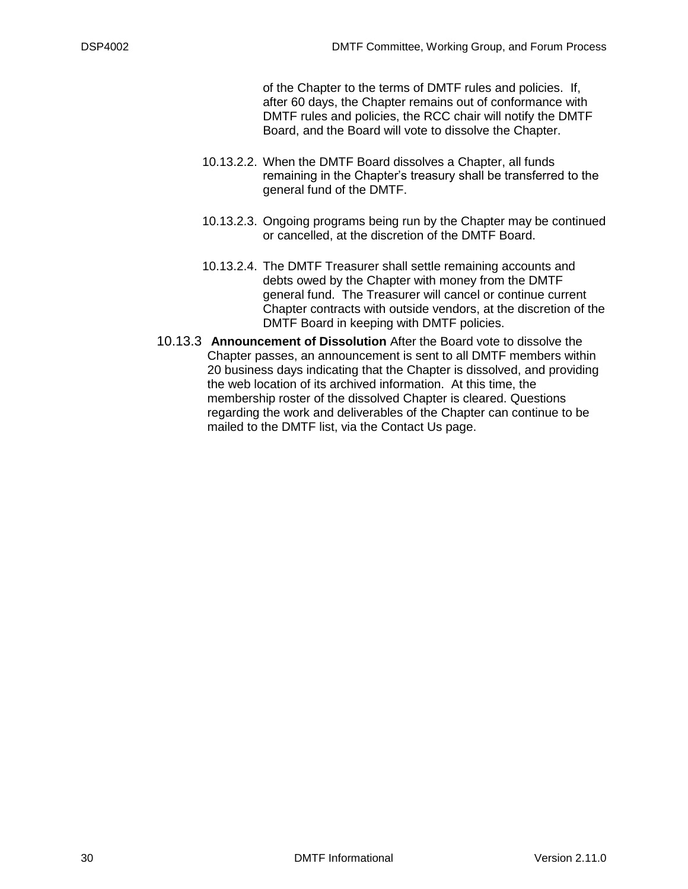of the Chapter to the terms of DMTF rules and policies. If, after 60 days, the Chapter remains out of conformance with DMTF rules and policies, the RCC chair will notify the DMTF Board, and the Board will vote to dissolve the Chapter.

10.13.2.2. When the DMTF Board dissolves a Chapter, all funds remaining in the Chapter's treasury shall be transferred to the general fund of the DMTF.

10.13.2.3. Ongoing programs being run by the Chapter may be continued or cancelled, at the discretion of the DMTF Board.

10.13.2.4. The DMTF Treasurer shall settle remaining accounts and debts owed by the Chapter with money from the DMTF general fund. The Treasurer will cancel or continue current Chapter contracts with outside vendors, at the discretion of the DMTF Board in keeping with DMTF policies.

10.13.3 **Announcement of Dissolution** After the Board vote to dissolve the Chapter passes, an announcement is sent to all DMTF members within 20 business days indicating that the Chapter is dissolved, and providing the web location of its archived information. At this time, the membership roster of the dissolved Chapter is cleared. Questions regarding the work and deliverables of the Chapter can continue to be mailed to the DMTF list, via the Contact Us page.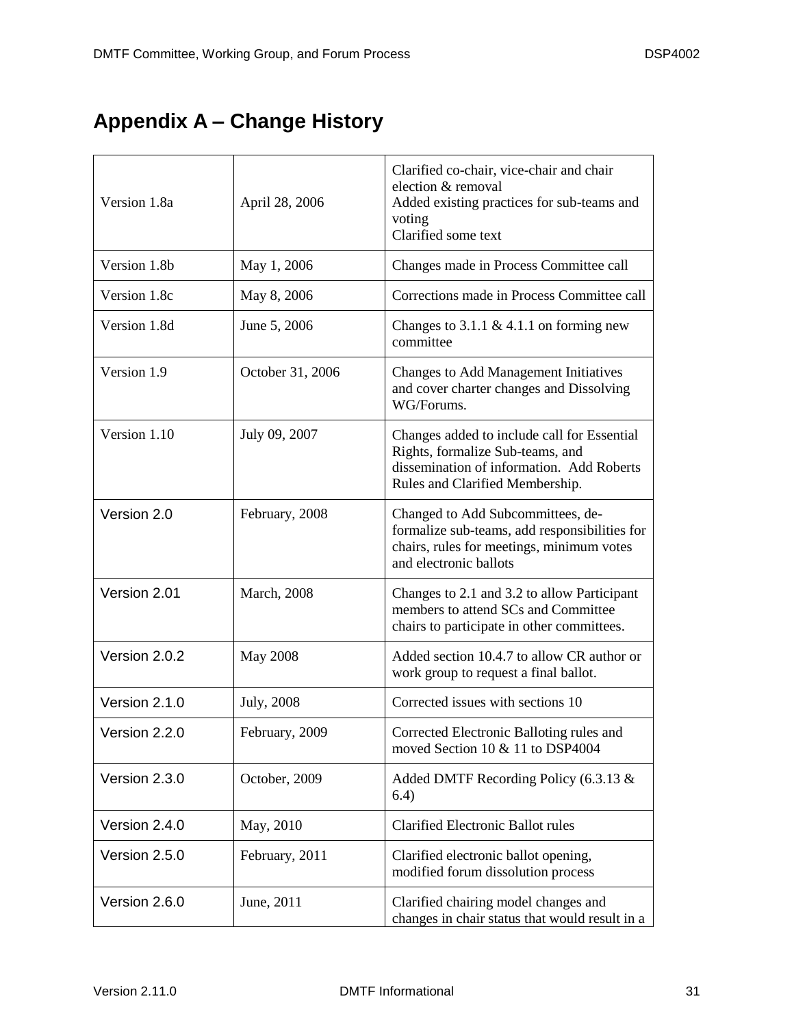# Appendix A – Change History

| | | |
|---|---|---|
| Version 1.8a | April 28, 2006 | Clarified co-chair, vice-chair and chair election & removal<br>Added existing practices for sub-teams and voting<br>Clarified some text |
| Version 1.8b | May 1, 2006 | Changes made in Process Committee call |
| Version 1.8c | May 8, 2006 | Corrections made in Process Committee call |
| Version 1.8d | June 5, 2006 | Changes to 3.1.1 & 4.1.1 on forming new committee |
| Version 1.9 | October 31, 2006 | Changes to Add Management Initiatives and cover charter changes and Dissolving WG/Forums. |
| Version 1.10 | July 09, 2007 | Changes added to include call for Essential Rights, formalize Sub-teams, and dissemination of information. Add Roberts Rules and Clarified Membership. |
| Version 2.0 | February, 2008 | Changed to Add Subcommittees, de-formalize sub-teams, add responsibilities for chairs, rules for meetings, minimum votes and electronic ballots |
| Version 2.01 | March, 2008 | Changes to 2.1 and 3.2 to allow Participant members to attend SCs and Committee chairs to participate in other committees. |
| Version 2.0.2 | May 2008 | Added section 10.4.7 to allow CR author or work group to request a final ballot. |
| Version 2.1.0 | July, 2008 | Corrected issues with sections 10 |
| Version 2.2.0 | February, 2009 | Corrected Electronic Balloting rules and moved Section 10 & 11 to DSP4004 |
| Version 2.3.0 | October, 2009 | Added DMTF Recording Policy (6.3.13 & 6.4) |
| Version 2.4.0 | May, 2010 | Clarified Electronic Ballot rules |
| Version 2.5.0 | February, 2011 | Clarified electronic ballot opening, modified forum dissolution process |
| Version 2.6.0 | June, 2011 | Clarified chairing model changes and changes in chair status that would result in a |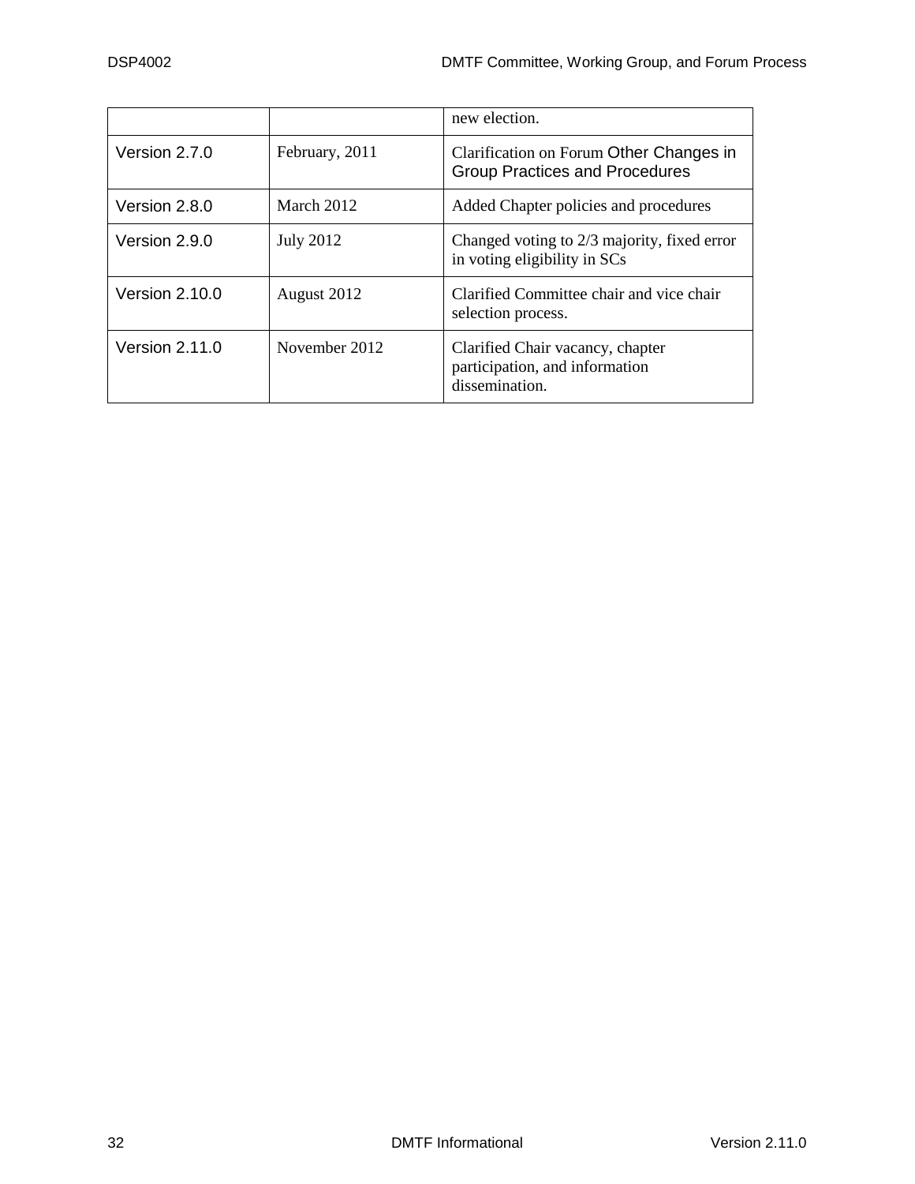| | | |
|---|---|---|
| | | new election. |
| Version 2.7.0 | February, 2011 | Clarification on Forum Other Changes in Group Practices and Procedures |
| Version 2.8.0 | March 2012 | Added Chapter policies and procedures |
| Version 2.9.0 | July 2012 | Changed voting to 2/3 majority, fixed error in voting eligibility in SCs |
| Version 2.10.0 | August 2012 | Clarified Committee chair and vice chair selection process. |
| Version 2.11.0 | November 2012 | Clarified Chair vacancy, chapter participation, and information dissemination. |